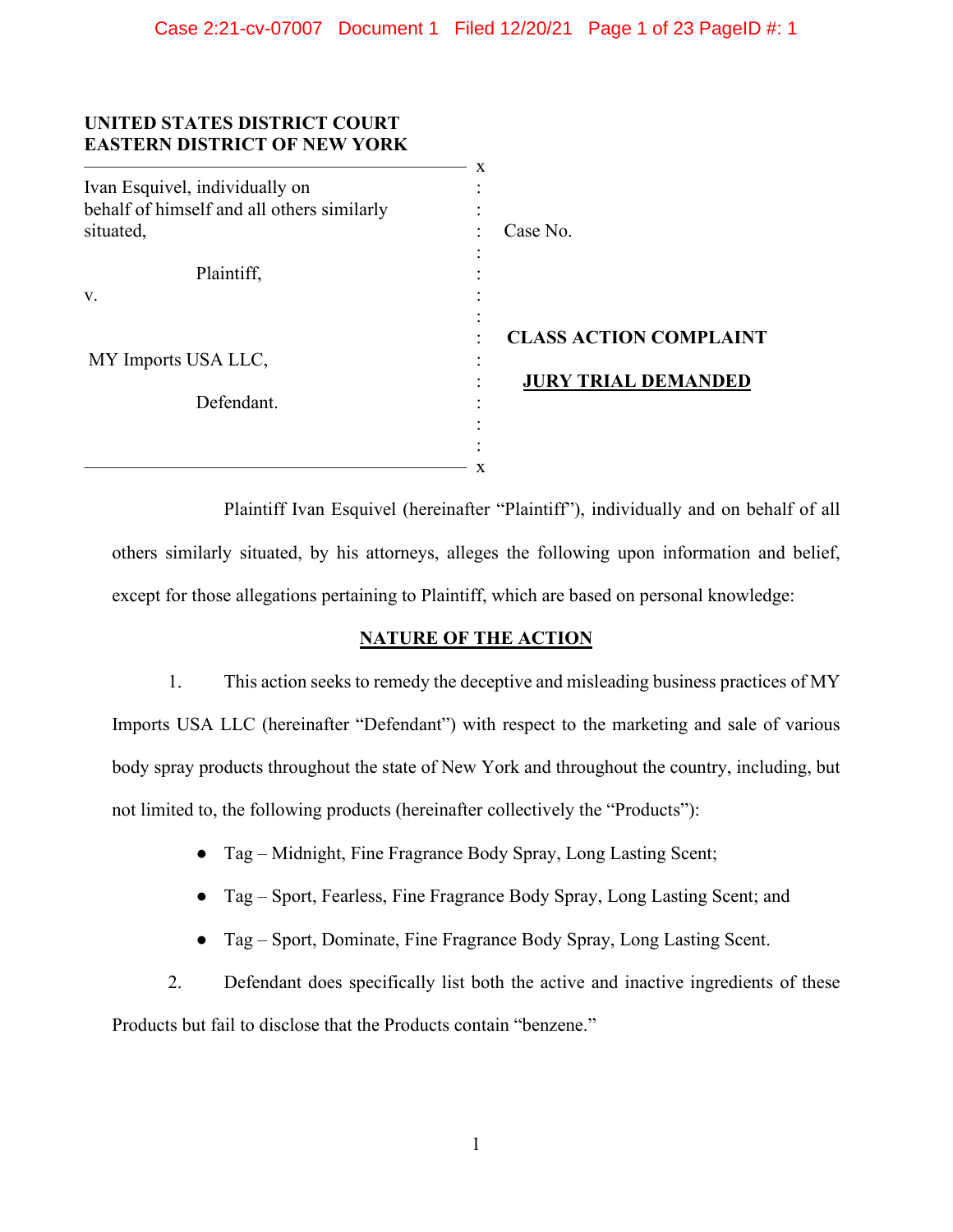**UNITED STATES DISTRICT COURT**
**EASTERN DISTRICT OF NEW YORK**

Ivan Esquivel, individually on behalf of himself and all others similarly situated,

Plaintiff,

v.

MY Imports USA LLC,

Defendant.

Case No.

**CLASS ACTION COMPLAINT**

**JURY TRIAL DEMANDED**

Plaintiff Ivan Esquivel (hereinafter "Plaintiff"), individually and on behalf of all others similarly situated, by his attorneys, alleges the following upon information and belief, except for those allegations pertaining to Plaintiff, which are based on personal knowledge:

## NATURE OF THE ACTION

1. This action seeks to remedy the deceptive and misleading business practices of MY Imports USA LLC (hereinafter "Defendant") with respect to the marketing and sale of various body spray products throughout the state of New York and throughout the country, including, but not limited to, the following products (hereinafter collectively the "Products"):

   - Tag – Midnight, Fine Fragrance Body Spray, Long Lasting Scent;
   - Tag – Sport, Fearless, Fine Fragrance Body Spray, Long Lasting Scent; and
   - Tag – Sport, Dominate, Fine Fragrance Body Spray, Long Lasting Scent.

2. Defendant does specifically list both the active and inactive ingredients of these Products but fail to disclose that the Products contain "benzene."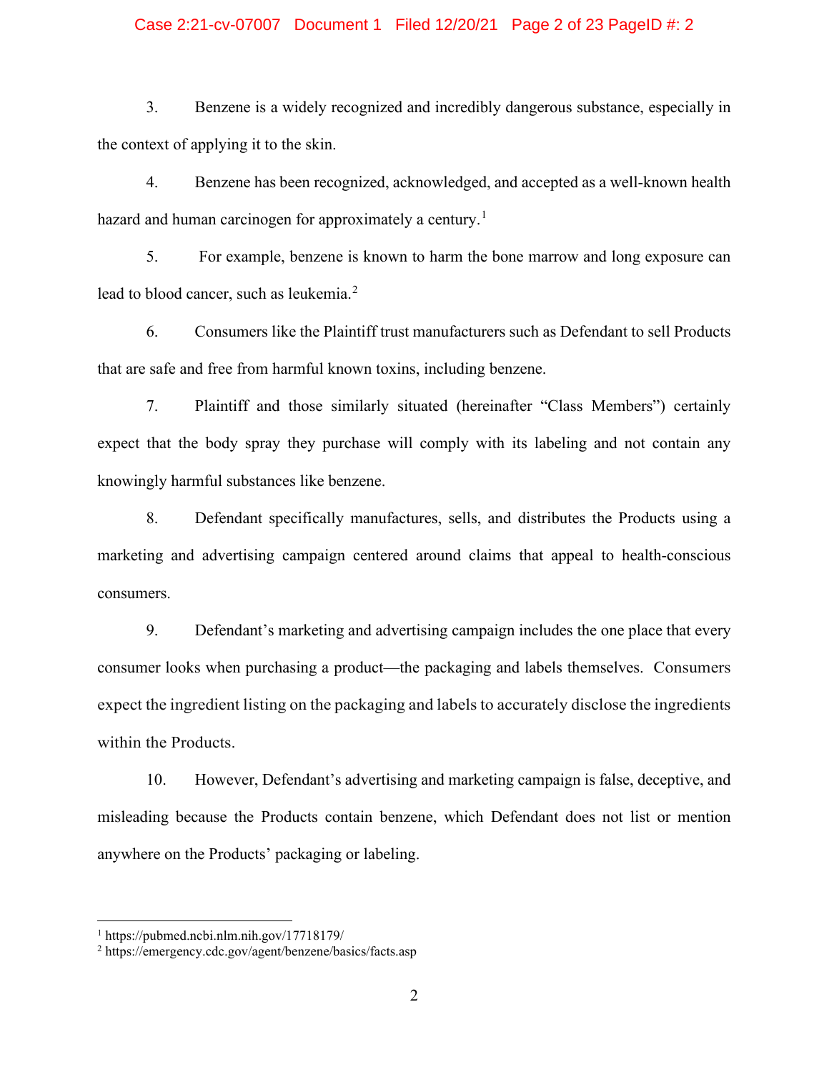3. Benzene is a widely recognized and incredibly dangerous substance, especially in the context of applying it to the skin.

4. Benzene has been recognized, acknowledged, and accepted as a well-known health hazard and human carcinogen for approximately a century.[1]

5. For example, benzene is known to harm the bone marrow and long exposure can lead to blood cancer, such as leukemia.[2]

6. Consumers like the Plaintiff trust manufacturers such as Defendant to sell Products that are safe and free from harmful known toxins, including benzene.

7. Plaintiff and those similarly situated (hereinafter "Class Members") certainly expect that the body spray they purchase will comply with its labeling and not contain any knowingly harmful substances like benzene.

8. Defendant specifically manufactures, sells, and distributes the Products using a marketing and advertising campaign centered around claims that appeal to health-conscious consumers.

9. Defendant's marketing and advertising campaign includes the one place that every consumer looks when purchasing a product—the packaging and labels themselves. Consumers expect the ingredient listing on the packaging and labels to accurately disclose the ingredients within the Products.

10. However, Defendant's advertising and marketing campaign is false, deceptive, and misleading because the Products contain benzene, which Defendant does not list or mention anywhere on the Products' packaging or labeling.

---

[1] https://pubmed.ncbi.nlm.nih.gov/17718179/

[2] https://emergency.cdc.gov/agent/benzene/basics/facts.asp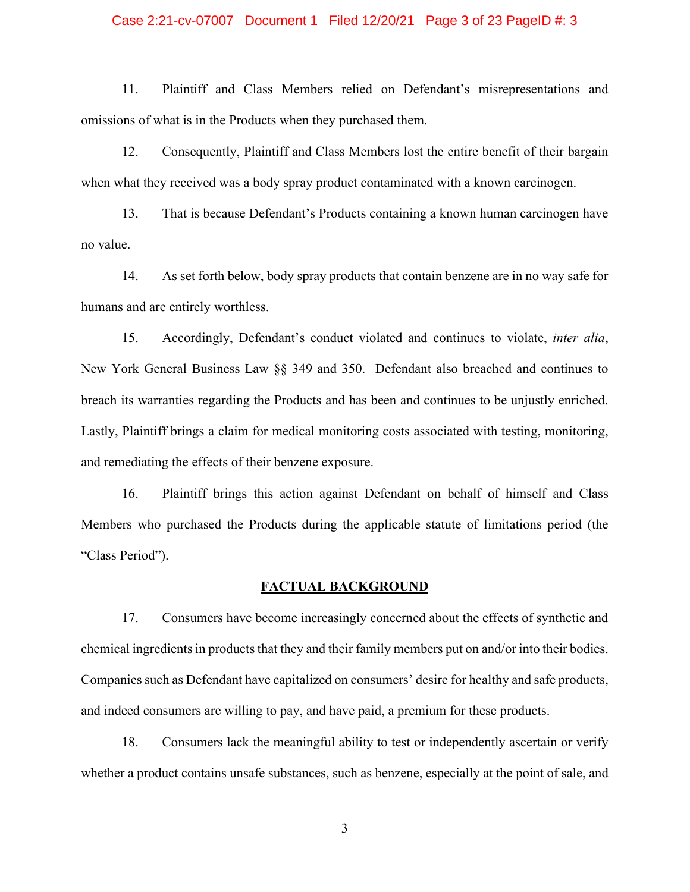11. Plaintiff and Class Members relied on Defendant's misrepresentations and omissions of what is in the Products when they purchased them.

12. Consequently, Plaintiff and Class Members lost the entire benefit of their bargain when what they received was a body spray product contaminated with a known carcinogen.

13. That is because Defendant's Products containing a known human carcinogen have no value.

14. As set forth below, body spray products that contain benzene are in no way safe for humans and are entirely worthless.

15. Accordingly, Defendant's conduct violated and continues to violate, *inter alia*, New York General Business Law §§ 349 and 350. Defendant also breached and continues to breach its warranties regarding the Products and has been and continues to be unjustly enriched. Lastly, Plaintiff brings a claim for medical monitoring costs associated with testing, monitoring, and remediating the effects of their benzene exposure.

16. Plaintiff brings this action against Defendant on behalf of himself and Class Members who purchased the Products during the applicable statute of limitations period (the "Class Period").

## FACTUAL BACKGROUND

17. Consumers have become increasingly concerned about the effects of synthetic and chemical ingredients in products that they and their family members put on and/or into their bodies. Companies such as Defendant have capitalized on consumers' desire for healthy and safe products, and indeed consumers are willing to pay, and have paid, a premium for these products.

18. Consumers lack the meaningful ability to test or independently ascertain or verify whether a product contains unsafe substances, such as benzene, especially at the point of sale, and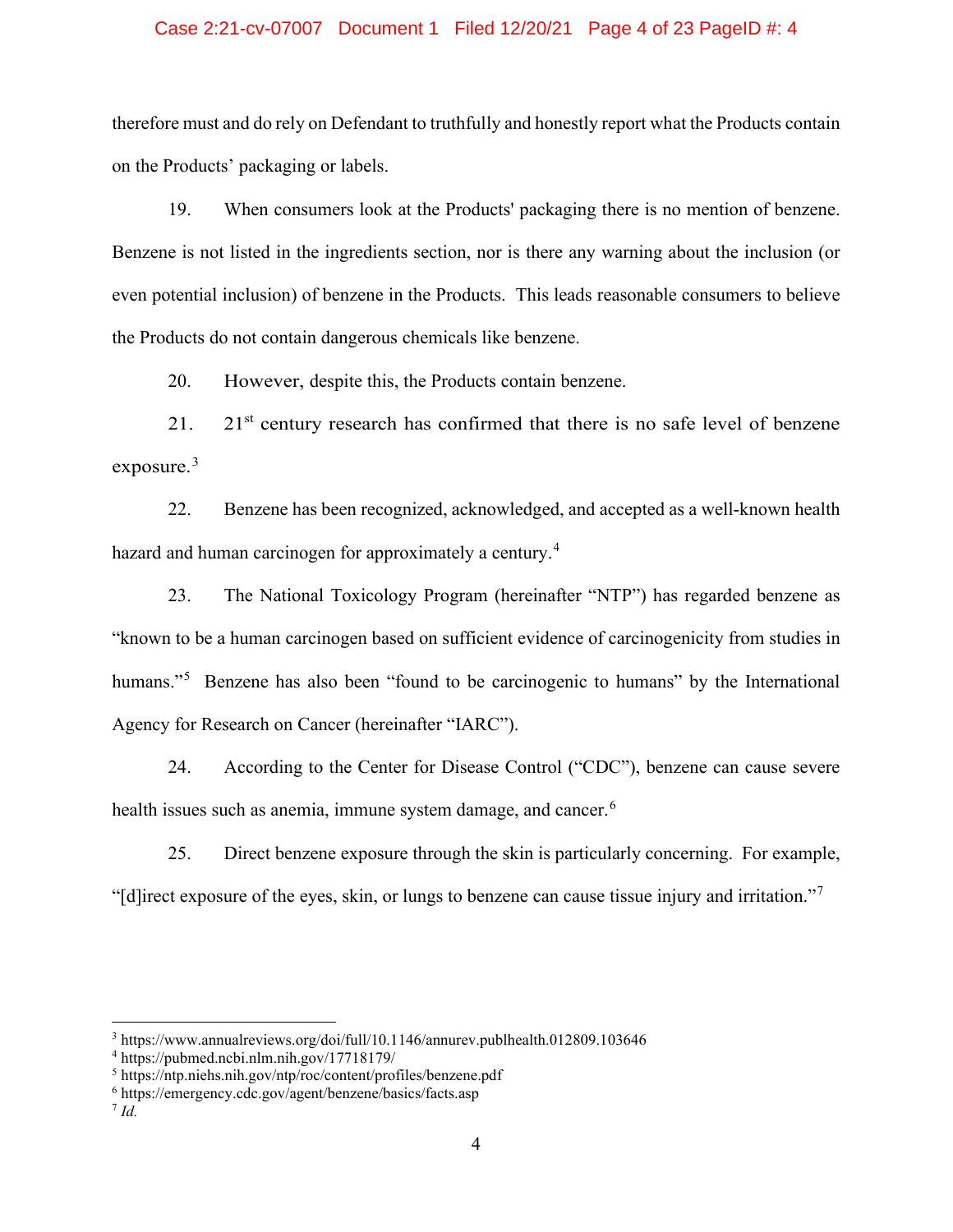therefore must and do rely on Defendant to truthfully and honestly report what the Products contain on the Products' packaging or labels.

19. When consumers look at the Products' packaging there is no mention of benzene. Benzene is not listed in the ingredients section, nor is there any warning about the inclusion (or even potential inclusion) of benzene in the Products. This leads reasonable consumers to believe the Products do not contain dangerous chemicals like benzene.

20. However, despite this, the Products contain benzene.

21. 21st century research has confirmed that there is no safe level of benzene exposure.[3]

22. Benzene has been recognized, acknowledged, and accepted as a well-known health hazard and human carcinogen for approximately a century.[4]

23. The National Toxicology Program (hereinafter "NTP") has regarded benzene as "known to be a human carcinogen based on sufficient evidence of carcinogenicity from studies in humans."[5] Benzene has also been "found to be carcinogenic to humans" by the International Agency for Research on Cancer (hereinafter "IARC").

24. According to the Center for Disease Control ("CDC"), benzene can cause severe health issues such as anemia, immune system damage, and cancer.[6]

25. Direct benzene exposure through the skin is particularly concerning. For example, "[d]irect exposure of the eyes, skin, or lungs to benzene can cause tissue injury and irritation."[7]

---

[3] https://www.annualreviews.org/doi/full/10.1146/annurev.publhealth.012809.103646

[4] https://pubmed.ncbi.nlm.nih.gov/17718179/

[5] https://ntp.niehs.nih.gov/ntp/roc/content/profiles/benzene.pdf

[6] https://emergency.cdc.gov/agent/benzene/basics/facts.asp

[7] *Id.*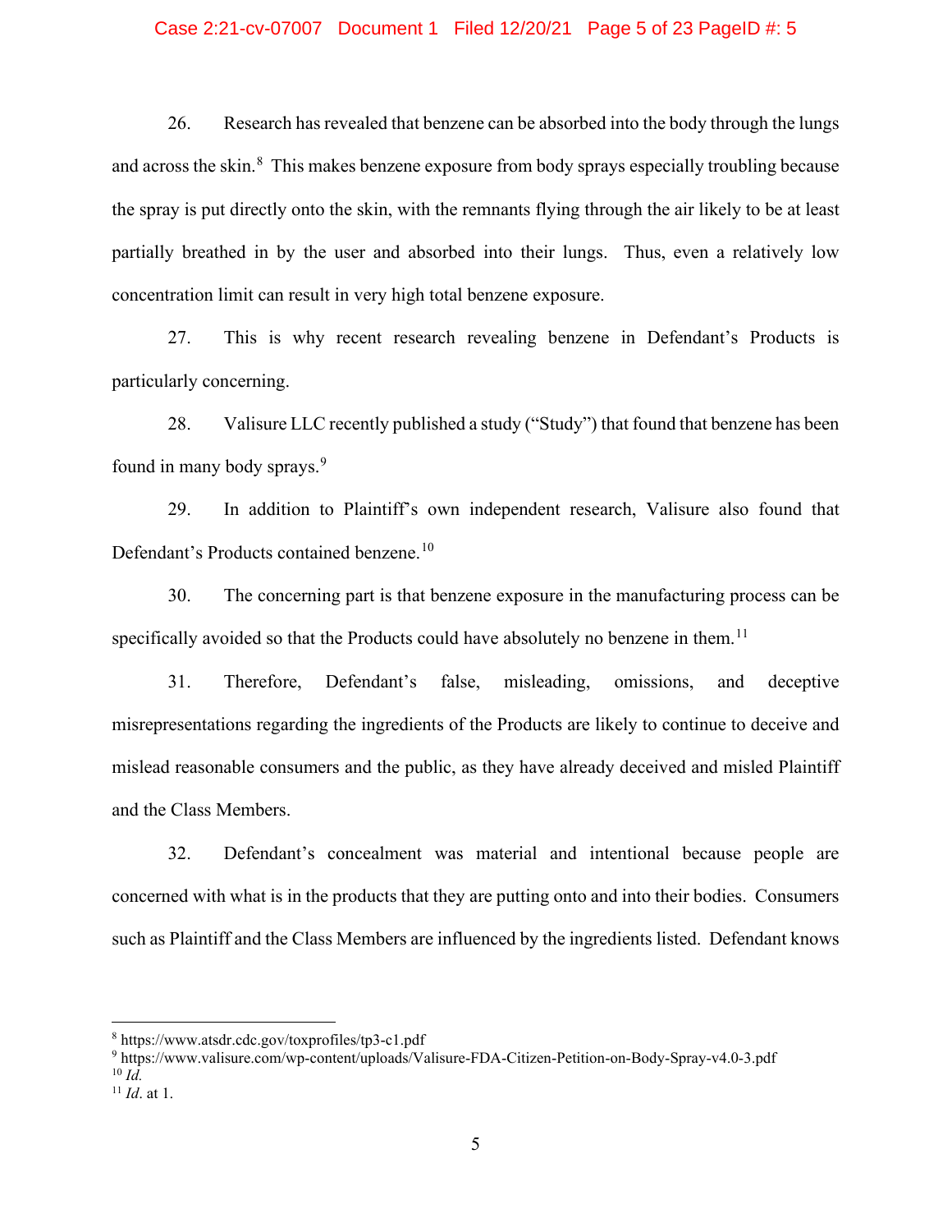26. Research has revealed that benzene can be absorbed into the body through the lungs and across the skin.[8] This makes benzene exposure from body sprays especially troubling because the spray is put directly onto the skin, with the remnants flying through the air likely to be at least partially breathed in by the user and absorbed into their lungs. Thus, even a relatively low concentration limit can result in very high total benzene exposure.

27. This is why recent research revealing benzene in Defendant's Products is particularly concerning.

28. Valisure LLC recently published a study ("Study") that found that benzene has been found in many body sprays.[9]

29. In addition to Plaintiff's own independent research, Valisure also found that Defendant's Products contained benzene.[10]

30. The concerning part is that benzene exposure in the manufacturing process can be specifically avoided so that the Products could have absolutely no benzene in them.[11]

31. Therefore, Defendant's false, misleading, omissions, and deceptive misrepresentations regarding the ingredients of the Products are likely to continue to deceive and mislead reasonable consumers and the public, as they have already deceived and misled Plaintiff and the Class Members.

32. Defendant's concealment was material and intentional because people are concerned with what is in the products that they are putting onto and into their bodies. Consumers such as Plaintiff and the Class Members are influenced by the ingredients listed. Defendant knows

---

[8] https://www.atsdr.cdc.gov/toxprofiles/tp3-c1.pdf

[9] https://www.valisure.com/wp-content/uploads/Valisure-FDA-Citizen-Petition-on-Body-Spray-v4.0-3.pdf

[10] *Id.*

[11] *Id*. at 1.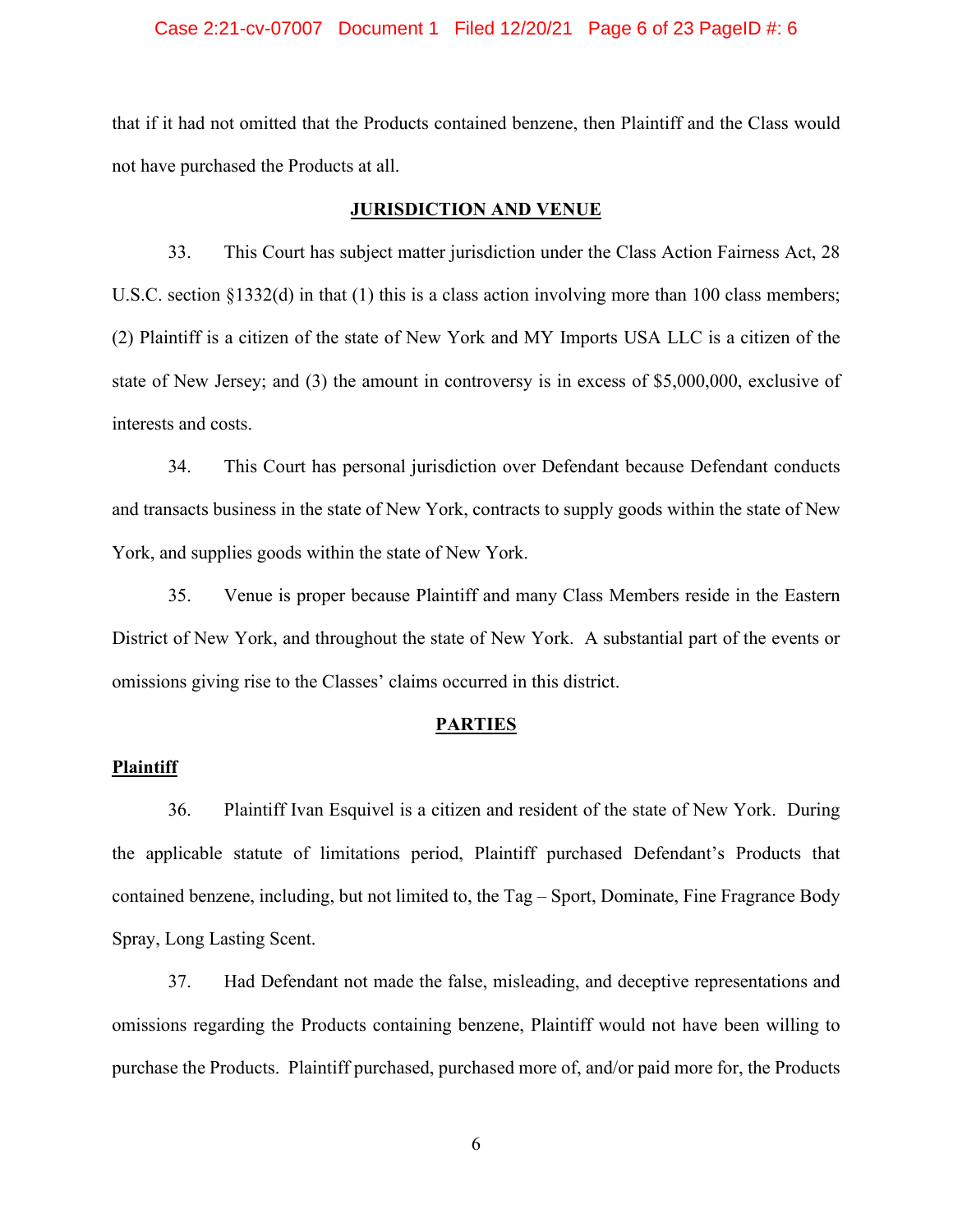that if it had not omitted that the Products contained benzene, then Plaintiff and the Class would not have purchased the Products at all.

## JURISDICTION AND VENUE

33. This Court has subject matter jurisdiction under the Class Action Fairness Act, 28 U.S.C. section §1332(d) in that (1) this is a class action involving more than 100 class members; (2) Plaintiff is a citizen of the state of New York and MY Imports USA LLC is a citizen of the state of New Jersey; and (3) the amount in controversy is in excess of $5,000,000, exclusive of interests and costs.

34. This Court has personal jurisdiction over Defendant because Defendant conducts and transacts business in the state of New York, contracts to supply goods within the state of New York, and supplies goods within the state of New York.

35. Venue is proper because Plaintiff and many Class Members reside in the Eastern District of New York, and throughout the state of New York. A substantial part of the events or omissions giving rise to the Classes' claims occurred in this district.

## PARTIES

### Plaintiff

36. Plaintiff Ivan Esquivel is a citizen and resident of the state of New York. During the applicable statute of limitations period, Plaintiff purchased Defendant's Products that contained benzene, including, but not limited to, the Tag – Sport, Dominate, Fine Fragrance Body Spray, Long Lasting Scent.

37. Had Defendant not made the false, misleading, and deceptive representations and omissions regarding the Products containing benzene, Plaintiff would not have been willing to purchase the Products. Plaintiff purchased, purchased more of, and/or paid more for, the Products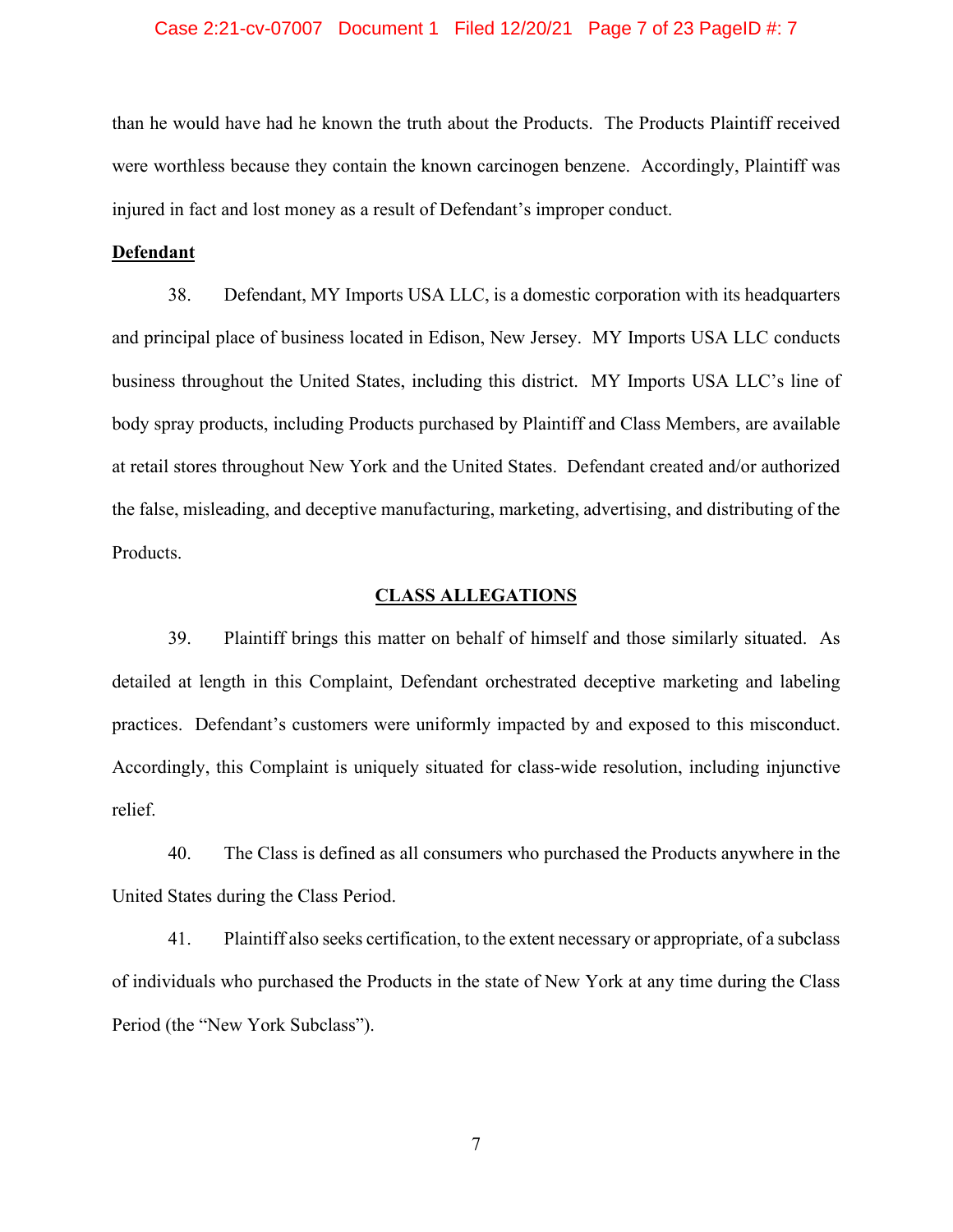than he would have had he known the truth about the Products. The Products Plaintiff received were worthless because they contain the known carcinogen benzene. Accordingly, Plaintiff was injured in fact and lost money as a result of Defendant's improper conduct.

**Defendant**

38. Defendant, MY Imports USA LLC, is a domestic corporation with its headquarters and principal place of business located in Edison, New Jersey. MY Imports USA LLC conducts business throughout the United States, including this district. MY Imports USA LLC's line of body spray products, including Products purchased by Plaintiff and Class Members, are available at retail stores throughout New York and the United States. Defendant created and/or authorized the false, misleading, and deceptive manufacturing, marketing, advertising, and distributing of the Products.

## CLASS ALLEGATIONS

39. Plaintiff brings this matter on behalf of himself and those similarly situated. As detailed at length in this Complaint, Defendant orchestrated deceptive marketing and labeling practices. Defendant's customers were uniformly impacted by and exposed to this misconduct. Accordingly, this Complaint is uniquely situated for class-wide resolution, including injunctive relief.

40. The Class is defined as all consumers who purchased the Products anywhere in the United States during the Class Period.

41. Plaintiff also seeks certification, to the extent necessary or appropriate, of a subclass of individuals who purchased the Products in the state of New York at any time during the Class Period (the "New York Subclass").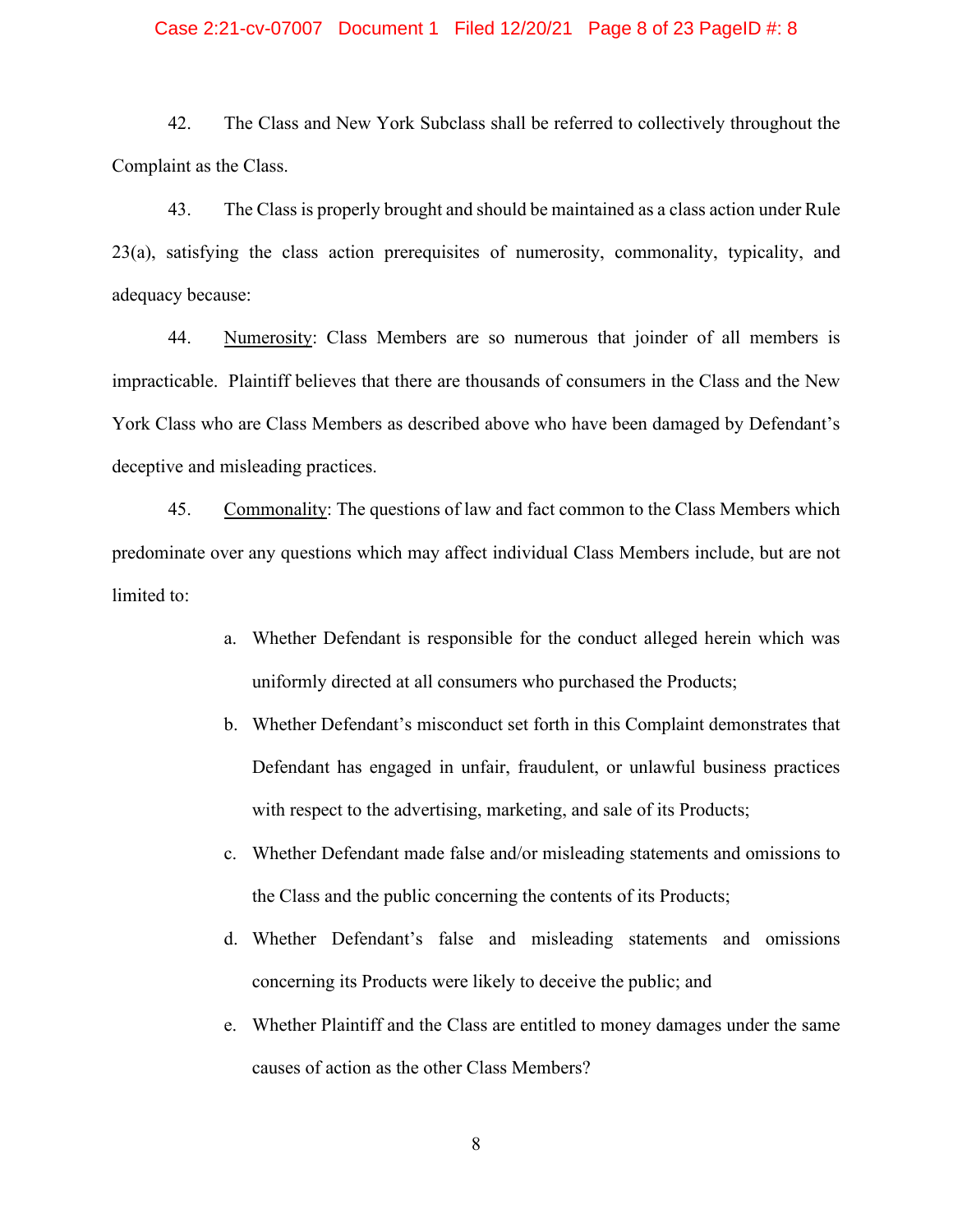42. The Class and New York Subclass shall be referred to collectively throughout the Complaint as the Class.

43. The Class is properly brought and should be maintained as a class action under Rule 23(a), satisfying the class action prerequisites of numerosity, commonality, typicality, and adequacy because:

44. Numerosity: Class Members are so numerous that joinder of all members is impracticable. Plaintiff believes that there are thousands of consumers in the Class and the New York Class who are Class Members as described above who have been damaged by Defendant's deceptive and misleading practices.

45. Commonality: The questions of law and fact common to the Class Members which predominate over any questions which may affect individual Class Members include, but are not limited to:

a. Whether Defendant is responsible for the conduct alleged herein which was uniformly directed at all consumers who purchased the Products;

b. Whether Defendant's misconduct set forth in this Complaint demonstrates that Defendant has engaged in unfair, fraudulent, or unlawful business practices with respect to the advertising, marketing, and sale of its Products;

c. Whether Defendant made false and/or misleading statements and omissions to the Class and the public concerning the contents of its Products;

d. Whether Defendant's false and misleading statements and omissions concerning its Products were likely to deceive the public; and

e. Whether Plaintiff and the Class are entitled to money damages under the same causes of action as the other Class Members?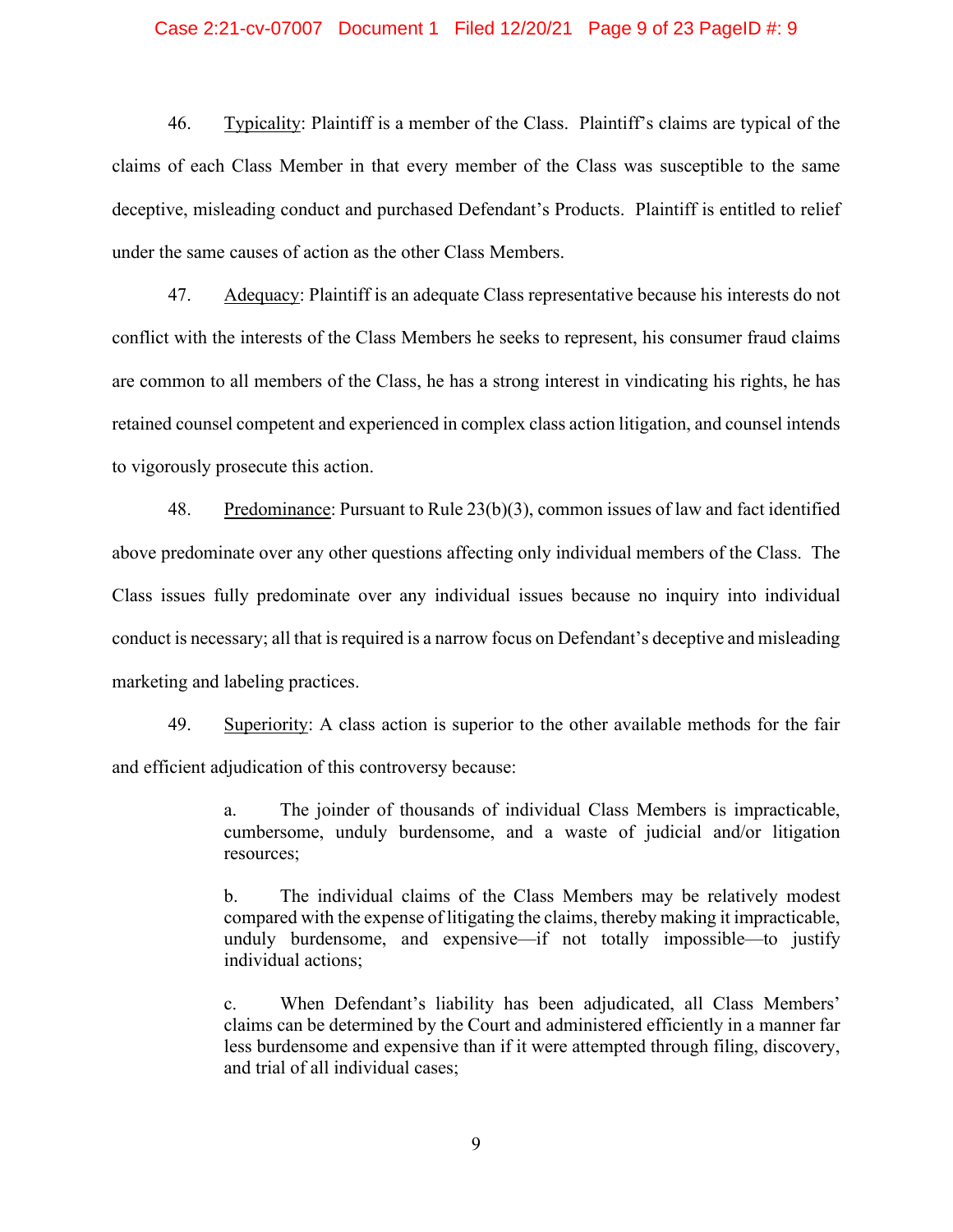46. Typicality: Plaintiff is a member of the Class. Plaintiff's claims are typical of the claims of each Class Member in that every member of the Class was susceptible to the same deceptive, misleading conduct and purchased Defendant's Products. Plaintiff is entitled to relief under the same causes of action as the other Class Members.

47. Adequacy: Plaintiff is an adequate Class representative because his interests do not conflict with the interests of the Class Members he seeks to represent, his consumer fraud claims are common to all members of the Class, he has a strong interest in vindicating his rights, he has retained counsel competent and experienced in complex class action litigation, and counsel intends to vigorously prosecute this action.

48. Predominance: Pursuant to Rule 23(b)(3), common issues of law and fact identified above predominate over any other questions affecting only individual members of the Class. The Class issues fully predominate over any individual issues because no inquiry into individual conduct is necessary; all that is required is a narrow focus on Defendant's deceptive and misleading marketing and labeling practices.

49. Superiority: A class action is superior to the other available methods for the fair and efficient adjudication of this controversy because:

> a. The joinder of thousands of individual Class Members is impracticable, cumbersome, unduly burdensome, and a waste of judicial and/or litigation resources;
>
> b. The individual claims of the Class Members may be relatively modest compared with the expense of litigating the claims, thereby making it impracticable, unduly burdensome, and expensive—if not totally impossible—to justify individual actions;
>
> c. When Defendant's liability has been adjudicated, all Class Members' claims can be determined by the Court and administered efficiently in a manner far less burdensome and expensive than if it were attempted through filing, discovery, and trial of all individual cases;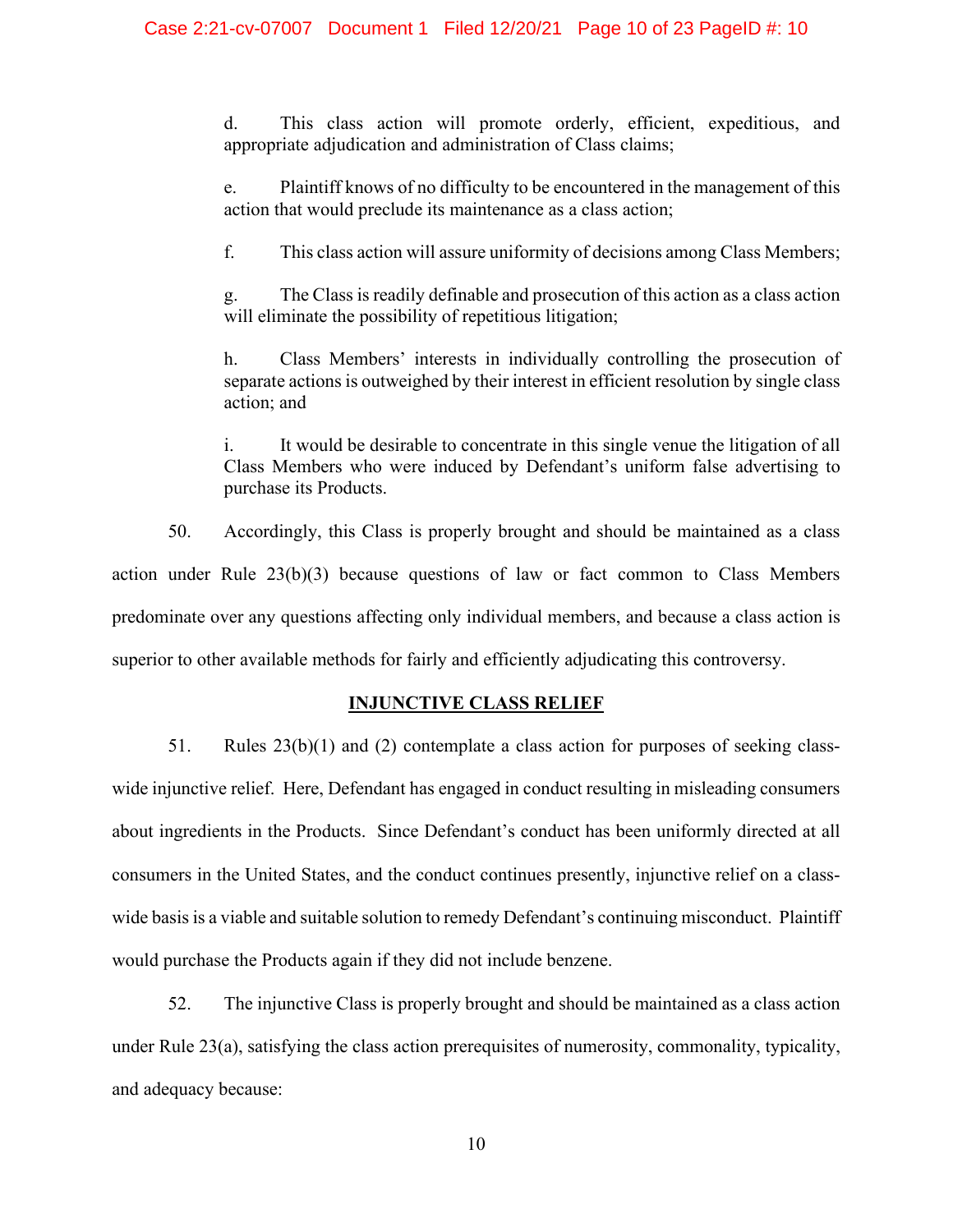d. This class action will promote orderly, efficient, expeditious, and appropriate adjudication and administration of Class claims;

e. Plaintiff knows of no difficulty to be encountered in the management of this action that would preclude its maintenance as a class action;

f. This class action will assure uniformity of decisions among Class Members;

g. The Class is readily definable and prosecution of this action as a class action will eliminate the possibility of repetitious litigation;

h. Class Members' interests in individually controlling the prosecution of separate actions is outweighed by their interest in efficient resolution by single class action; and

i. It would be desirable to concentrate in this single venue the litigation of all Class Members who were induced by Defendant's uniform false advertising to purchase its Products.

50. Accordingly, this Class is properly brought and should be maintained as a class action under Rule 23(b)(3) because questions of law or fact common to Class Members predominate over any questions affecting only individual members, and because a class action is superior to other available methods for fairly and efficiently adjudicating this controversy.

## INJUNCTIVE CLASS RELIEF

51. Rules 23(b)(1) and (2) contemplate a class action for purposes of seeking class-wide injunctive relief. Here, Defendant has engaged in conduct resulting in misleading consumers about ingredients in the Products. Since Defendant's conduct has been uniformly directed at all consumers in the United States, and the conduct continues presently, injunctive relief on a class-wide basis is a viable and suitable solution to remedy Defendant's continuing misconduct. Plaintiff would purchase the Products again if they did not include benzene.

52. The injunctive Class is properly brought and should be maintained as a class action under Rule 23(a), satisfying the class action prerequisites of numerosity, commonality, typicality, and adequacy because: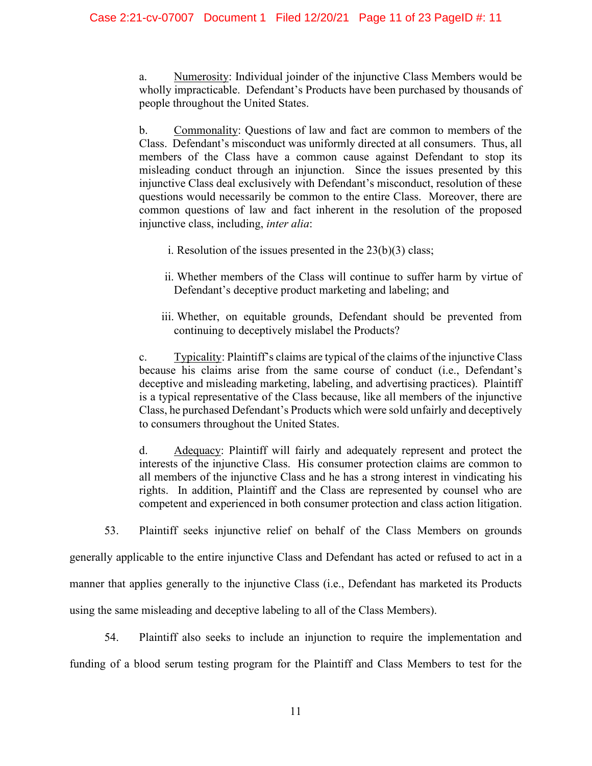a. Numerosity: Individual joinder of the injunctive Class Members would be wholly impracticable. Defendant's Products have been purchased by thousands of people throughout the United States.

b. Commonality: Questions of law and fact are common to members of the Class. Defendant's misconduct was uniformly directed at all consumers. Thus, all members of the Class have a common cause against Defendant to stop its misleading conduct through an injunction. Since the issues presented by this injunctive Class deal exclusively with Defendant's misconduct, resolution of these questions would necessarily be common to the entire Class. Moreover, there are common questions of law and fact inherent in the resolution of the proposed injunctive class, including, *inter alia*:

i. Resolution of the issues presented in the 23(b)(3) class;

ii. Whether members of the Class will continue to suffer harm by virtue of Defendant's deceptive product marketing and labeling; and

iii. Whether, on equitable grounds, Defendant should be prevented from continuing to deceptively mislabel the Products?

c. Typicality: Plaintiff's claims are typical of the claims of the injunctive Class because his claims arise from the same course of conduct (i.e., Defendant's deceptive and misleading marketing, labeling, and advertising practices). Plaintiff is a typical representative of the Class because, like all members of the injunctive Class, he purchased Defendant's Products which were sold unfairly and deceptively to consumers throughout the United States.

d. Adequacy: Plaintiff will fairly and adequately represent and protect the interests of the injunctive Class. His consumer protection claims are common to all members of the injunctive Class and he has a strong interest in vindicating his rights. In addition, Plaintiff and the Class are represented by counsel who are competent and experienced in both consumer protection and class action litigation.

53. Plaintiff seeks injunctive relief on behalf of the Class Members on grounds generally applicable to the entire injunctive Class and Defendant has acted or refused to act in a manner that applies generally to the injunctive Class (i.e., Defendant has marketed its Products using the same misleading and deceptive labeling to all of the Class Members).

54. Plaintiff also seeks to include an injunction to require the implementation and funding of a blood serum testing program for the Plaintiff and Class Members to test for the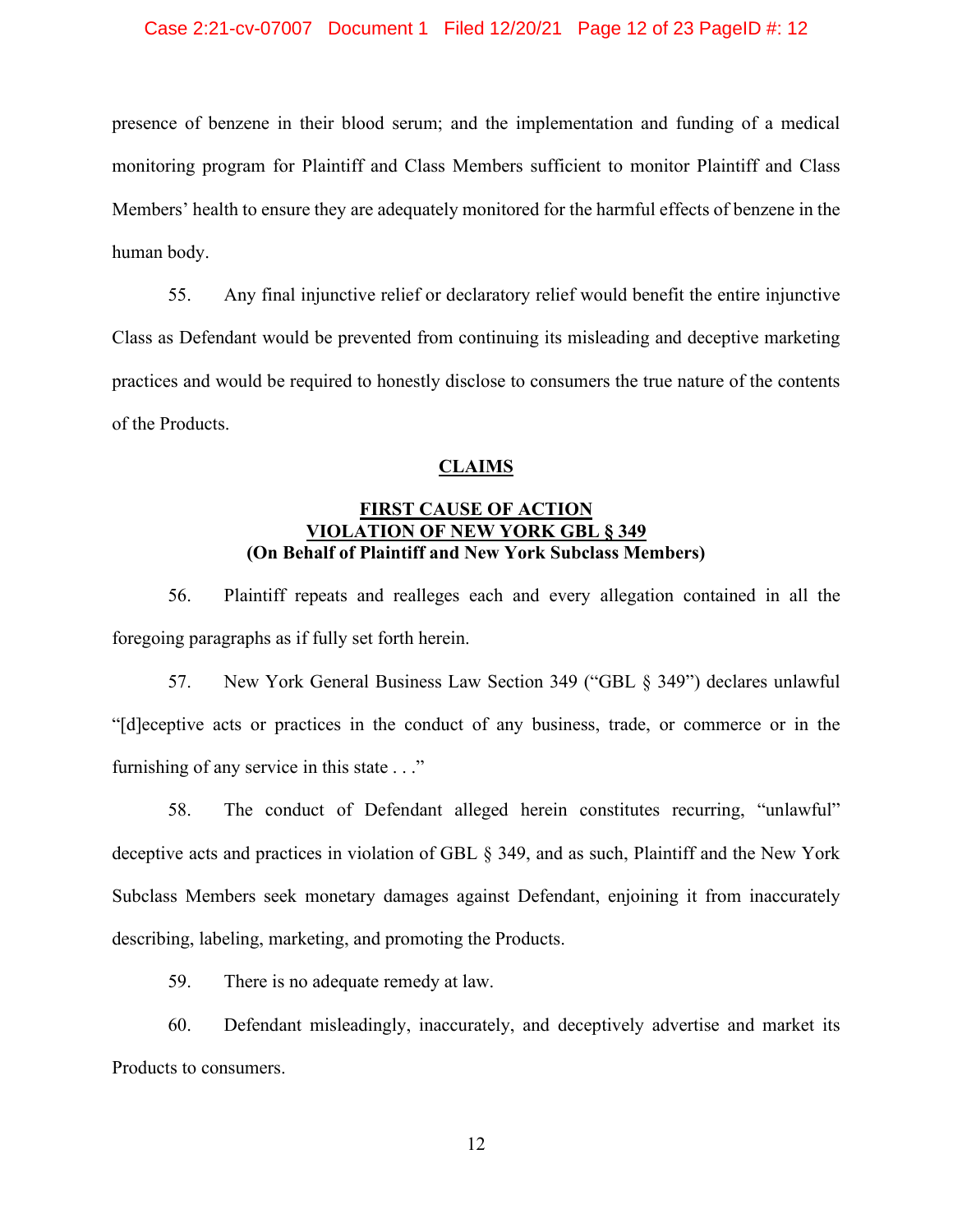presence of benzene in their blood serum; and the implementation and funding of a medical monitoring program for Plaintiff and Class Members sufficient to monitor Plaintiff and Class Members' health to ensure they are adequately monitored for the harmful effects of benzene in the human body.

55. Any final injunctive relief or declaratory relief would benefit the entire injunctive Class as Defendant would be prevented from continuing its misleading and deceptive marketing practices and would be required to honestly disclose to consumers the true nature of the contents of the Products.

## CLAIMS

### FIRST CAUSE OF ACTION
### VIOLATION OF NEW YORK GBL § 349
**(On Behalf of Plaintiff and New York Subclass Members)**

56. Plaintiff repeats and realleges each and every allegation contained in all the foregoing paragraphs as if fully set forth herein.

57. New York General Business Law Section 349 ("GBL § 349") declares unlawful "[d]eceptive acts or practices in the conduct of any business, trade, or commerce or in the furnishing of any service in this state . . ."

58. The conduct of Defendant alleged herein constitutes recurring, "unlawful" deceptive acts and practices in violation of GBL § 349, and as such, Plaintiff and the New York Subclass Members seek monetary damages against Defendant, enjoining it from inaccurately describing, labeling, marketing, and promoting the Products.

59. There is no adequate remedy at law.

60. Defendant misleadingly, inaccurately, and deceptively advertise and market its Products to consumers.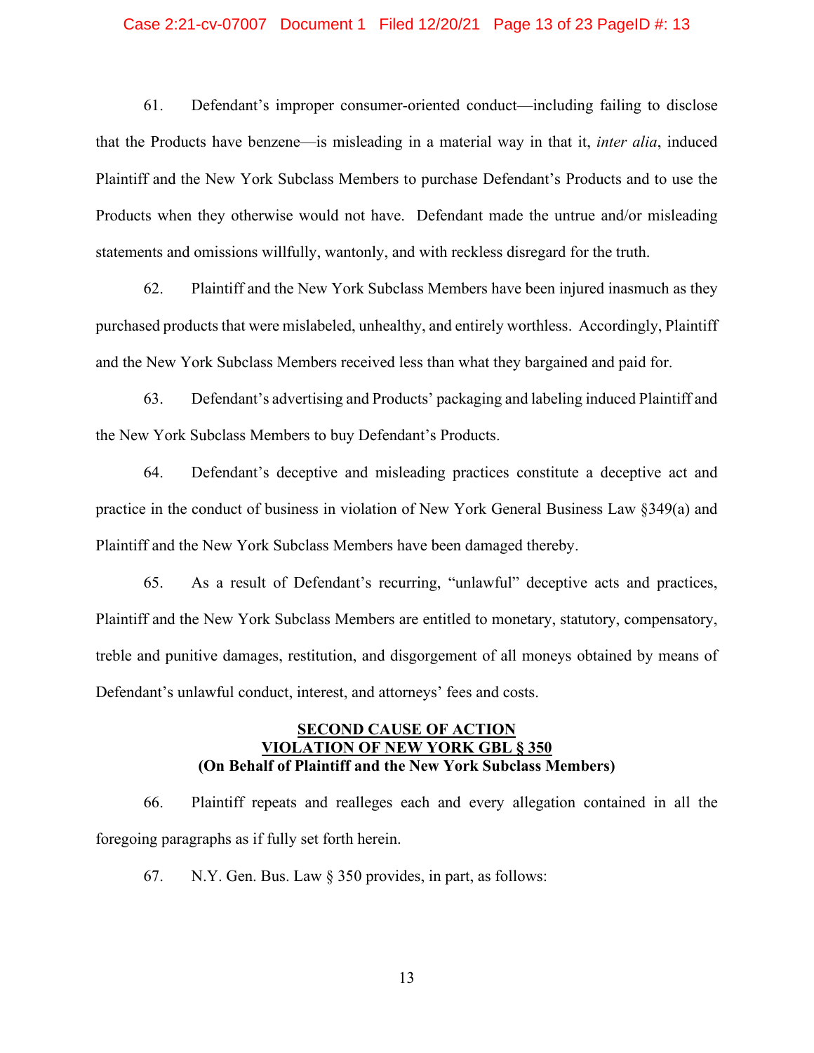61. Defendant's improper consumer-oriented conduct—including failing to disclose that the Products have benzene—is misleading in a material way in that it, *inter alia*, induced Plaintiff and the New York Subclass Members to purchase Defendant's Products and to use the Products when they otherwise would not have. Defendant made the untrue and/or misleading statements and omissions willfully, wantonly, and with reckless disregard for the truth.

62. Plaintiff and the New York Subclass Members have been injured inasmuch as they purchased products that were mislabeled, unhealthy, and entirely worthless. Accordingly, Plaintiff and the New York Subclass Members received less than what they bargained and paid for.

63. Defendant's advertising and Products' packaging and labeling induced Plaintiff and the New York Subclass Members to buy Defendant's Products.

64. Defendant's deceptive and misleading practices constitute a deceptive act and practice in the conduct of business in violation of New York General Business Law §349(a) and Plaintiff and the New York Subclass Members have been damaged thereby.

65. As a result of Defendant's recurring, "unlawful" deceptive acts and practices, Plaintiff and the New York Subclass Members are entitled to monetary, statutory, compensatory, treble and punitive damages, restitution, and disgorgement of all moneys obtained by means of Defendant's unlawful conduct, interest, and attorneys' fees and costs.

**SECOND CAUSE OF ACTION**
**VIOLATION OF NEW YORK GBL § 350**
**(On Behalf of Plaintiff and the New York Subclass Members)**

66. Plaintiff repeats and realleges each and every allegation contained in all the foregoing paragraphs as if fully set forth herein.

67. N.Y. Gen. Bus. Law § 350 provides, in part, as follows: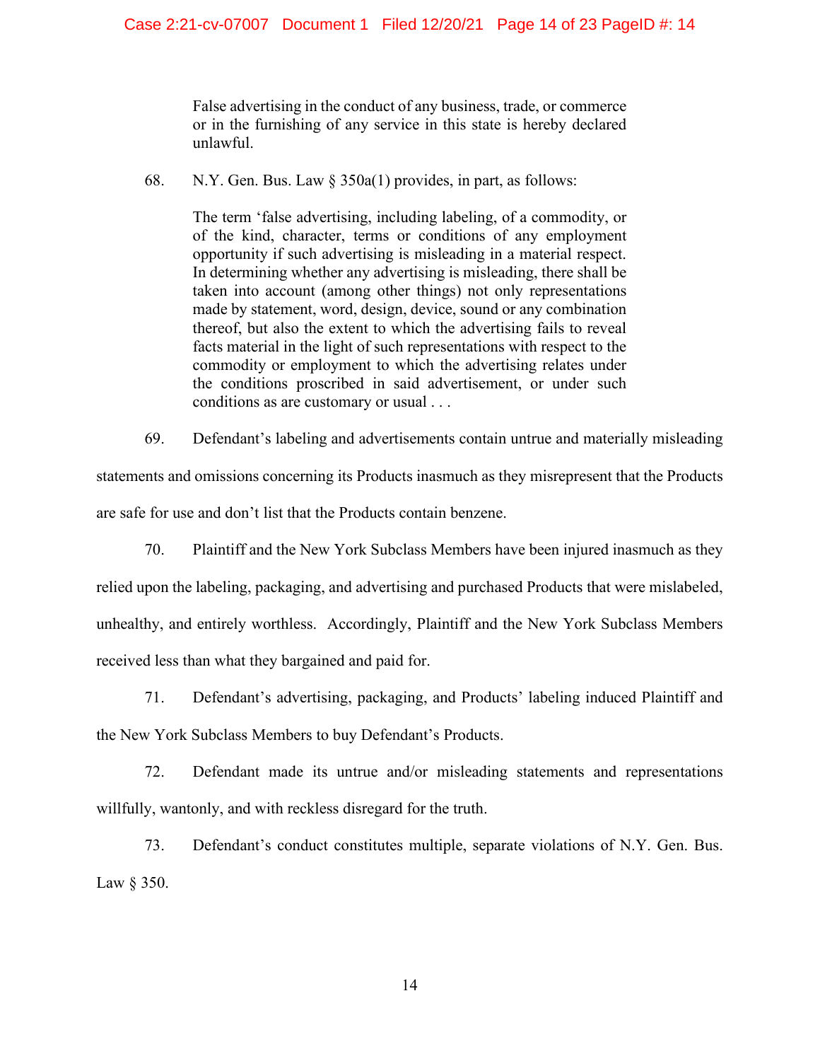> False advertising in the conduct of any business, trade, or commerce or in the furnishing of any service in this state is hereby declared unlawful.

68. N.Y. Gen. Bus. Law § 350a(1) provides, in part, as follows:

> The term 'false advertising, including labeling, of a commodity, or of the kind, character, terms or conditions of any employment opportunity if such advertising is misleading in a material respect. In determining whether any advertising is misleading, there shall be taken into account (among other things) not only representations made by statement, word, design, device, sound or any combination thereof, but also the extent to which the advertising fails to reveal facts material in the light of such representations with respect to the commodity or employment to which the advertising relates under the conditions proscribed in said advertisement, or under such conditions as are customary or usual . . .

69. Defendant's labeling and advertisements contain untrue and materially misleading statements and omissions concerning its Products inasmuch as they misrepresent that the Products are safe for use and don't list that the Products contain benzene.

70. Plaintiff and the New York Subclass Members have been injured inasmuch as they relied upon the labeling, packaging, and advertising and purchased Products that were mislabeled, unhealthy, and entirely worthless. Accordingly, Plaintiff and the New York Subclass Members received less than what they bargained and paid for.

71. Defendant's advertising, packaging, and Products' labeling induced Plaintiff and the New York Subclass Members to buy Defendant's Products.

72. Defendant made its untrue and/or misleading statements and representations willfully, wantonly, and with reckless disregard for the truth.

73. Defendant's conduct constitutes multiple, separate violations of N.Y. Gen. Bus. Law § 350.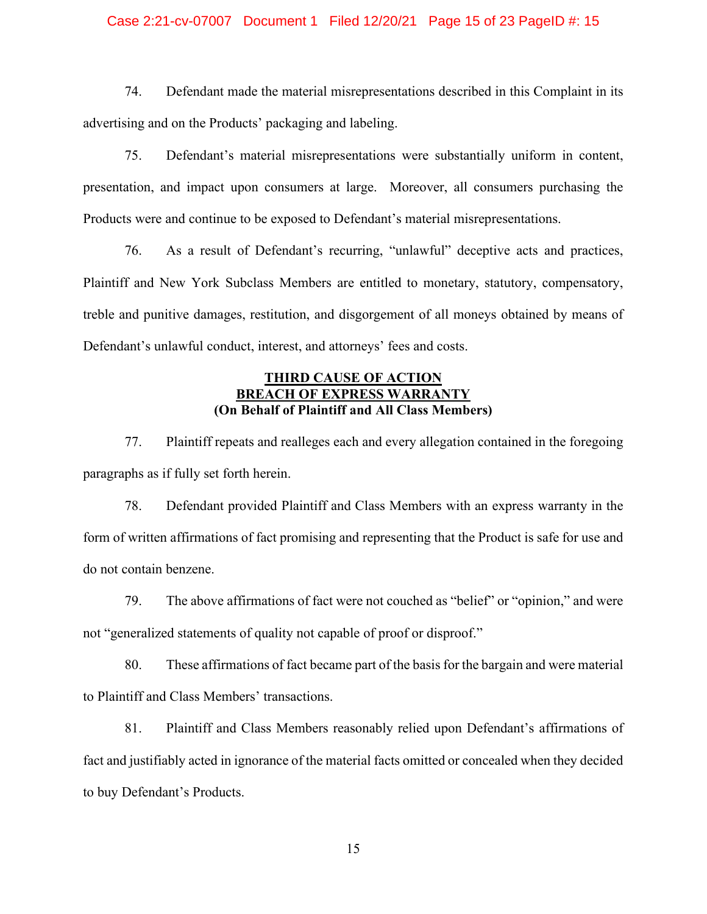74. Defendant made the material misrepresentations described in this Complaint in its advertising and on the Products' packaging and labeling.

75. Defendant's material misrepresentations were substantially uniform in content, presentation, and impact upon consumers at large. Moreover, all consumers purchasing the Products were and continue to be exposed to Defendant's material misrepresentations.

76. As a result of Defendant's recurring, "unlawful" deceptive acts and practices, Plaintiff and New York Subclass Members are entitled to monetary, statutory, compensatory, treble and punitive damages, restitution, and disgorgement of all moneys obtained by means of Defendant's unlawful conduct, interest, and attorneys' fees and costs.

**THIRD CAUSE OF ACTION**
**BREACH OF EXPRESS WARRANTY**
**(On Behalf of Plaintiff and All Class Members)**

77. Plaintiff repeats and realleges each and every allegation contained in the foregoing paragraphs as if fully set forth herein.

78. Defendant provided Plaintiff and Class Members with an express warranty in the form of written affirmations of fact promising and representing that the Product is safe for use and do not contain benzene.

79. The above affirmations of fact were not couched as "belief" or "opinion," and were not "generalized statements of quality not capable of proof or disproof."

80. These affirmations of fact became part of the basis for the bargain and were material to Plaintiff and Class Members' transactions.

81. Plaintiff and Class Members reasonably relied upon Defendant's affirmations of fact and justifiably acted in ignorance of the material facts omitted or concealed when they decided to buy Defendant's Products.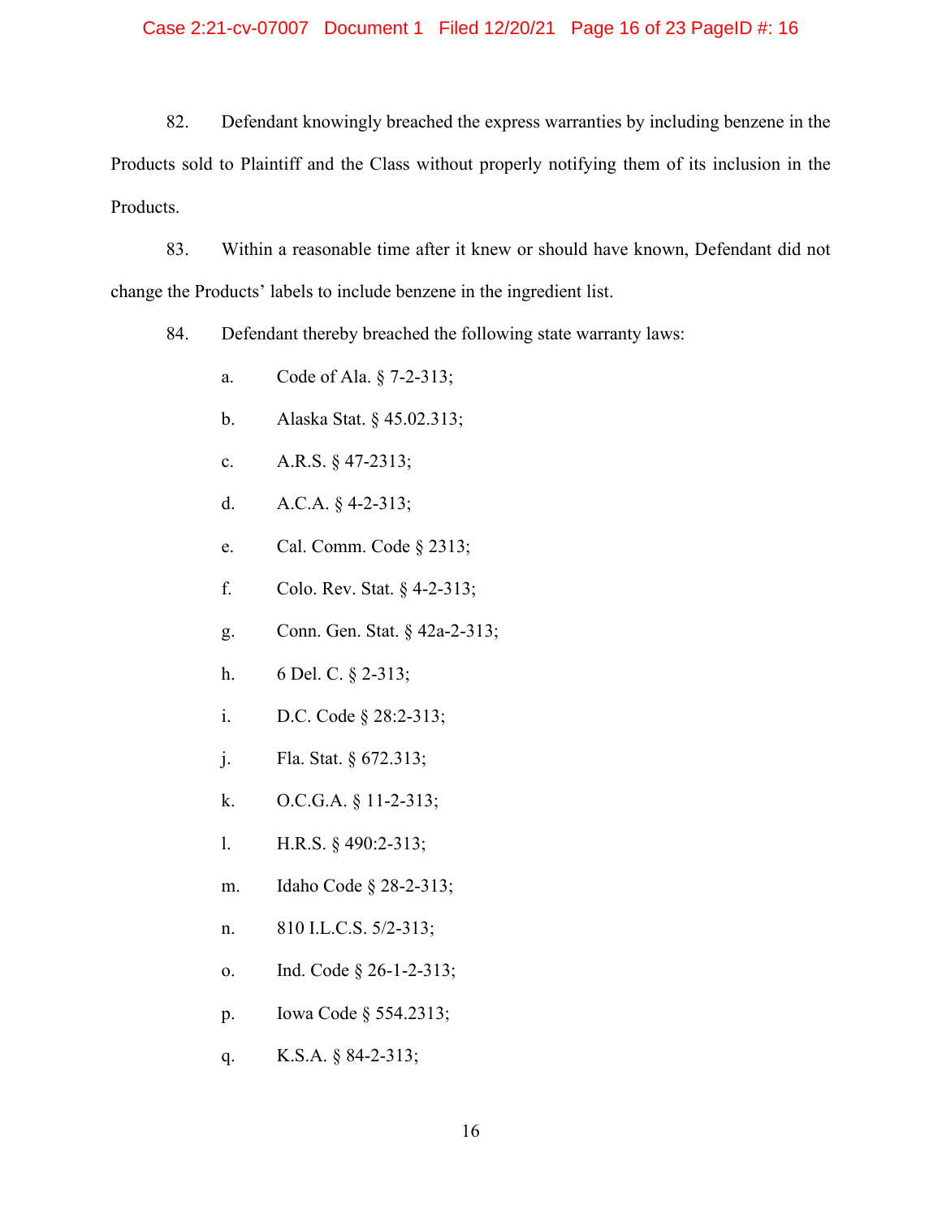82. Defendant knowingly breached the express warranties by including benzene in the Products sold to Plaintiff and the Class without properly notifying them of its inclusion in the Products.

83. Within a reasonable time after it knew or should have known, Defendant did not change the Products' labels to include benzene in the ingredient list.

84. Defendant thereby breached the following state warranty laws:

a. Code of Ala. § 7-2-313;

b. Alaska Stat. § 45.02.313;

c. A.R.S. § 47-2313;

d. A.C.A. § 4-2-313;

e. Cal. Comm. Code § 2313;

f. Colo. Rev. Stat. § 4-2-313;

g. Conn. Gen. Stat. § 42a-2-313;

h. 6 Del. C. § 2-313;

i. D.C. Code § 28:2-313;

j. Fla. Stat. § 672.313;

k. O.C.G.A. § 11-2-313;

l. H.R.S. § 490:2-313;

m. Idaho Code § 28-2-313;

n. 810 I.L.C.S. 5/2-313;

o. Ind. Code § 26-1-2-313;

p. Iowa Code § 554.2313;

q. K.S.A. § 84-2-313;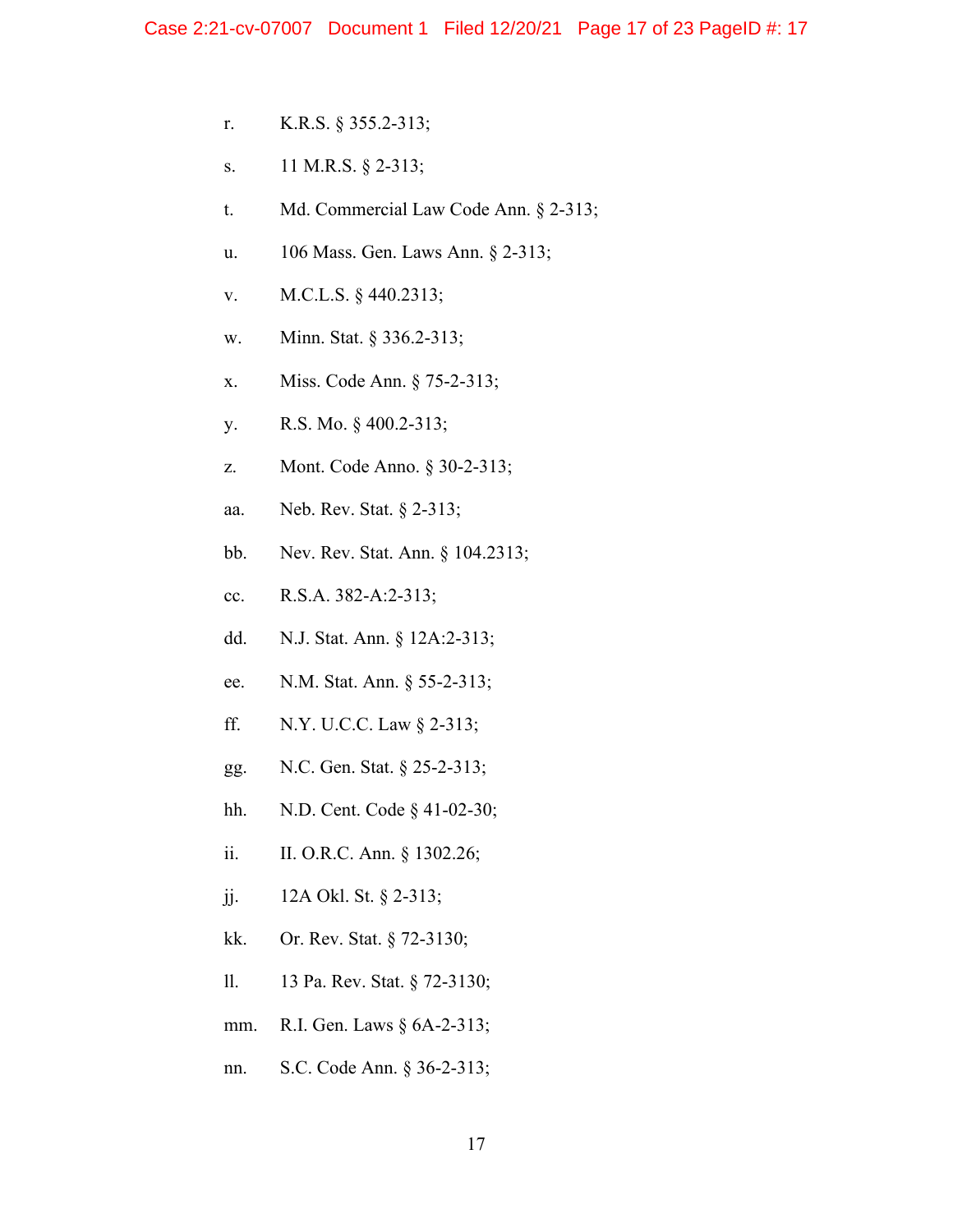r. K.R.S. § 355.2-313;

s. 11 M.R.S. § 2-313;

t. Md. Commercial Law Code Ann. § 2-313;

u. 106 Mass. Gen. Laws Ann. § 2-313;

v. M.C.L.S. § 440.2313;

w. Minn. Stat. § 336.2-313;

x. Miss. Code Ann. § 75-2-313;

y. R.S. Mo. § 400.2-313;

z. Mont. Code Anno. § 30-2-313;

aa. Neb. Rev. Stat. § 2-313;

bb. Nev. Rev. Stat. Ann. § 104.2313;

cc. R.S.A. 382-A:2-313;

dd. N.J. Stat. Ann. § 12A:2-313;

ee. N.M. Stat. Ann. § 55-2-313;

ff. N.Y. U.C.C. Law § 2-313;

gg. N.C. Gen. Stat. § 25-2-313;

hh. N.D. Cent. Code § 41-02-30;

ii. II. O.R.C. Ann. § 1302.26;

jj. 12A Okl. St. § 2-313;

kk. Or. Rev. Stat. § 72-3130;

ll. 13 Pa. Rev. Stat. § 72-3130;

mm. R.I. Gen. Laws § 6A-2-313;

nn. S.C. Code Ann. § 36-2-313;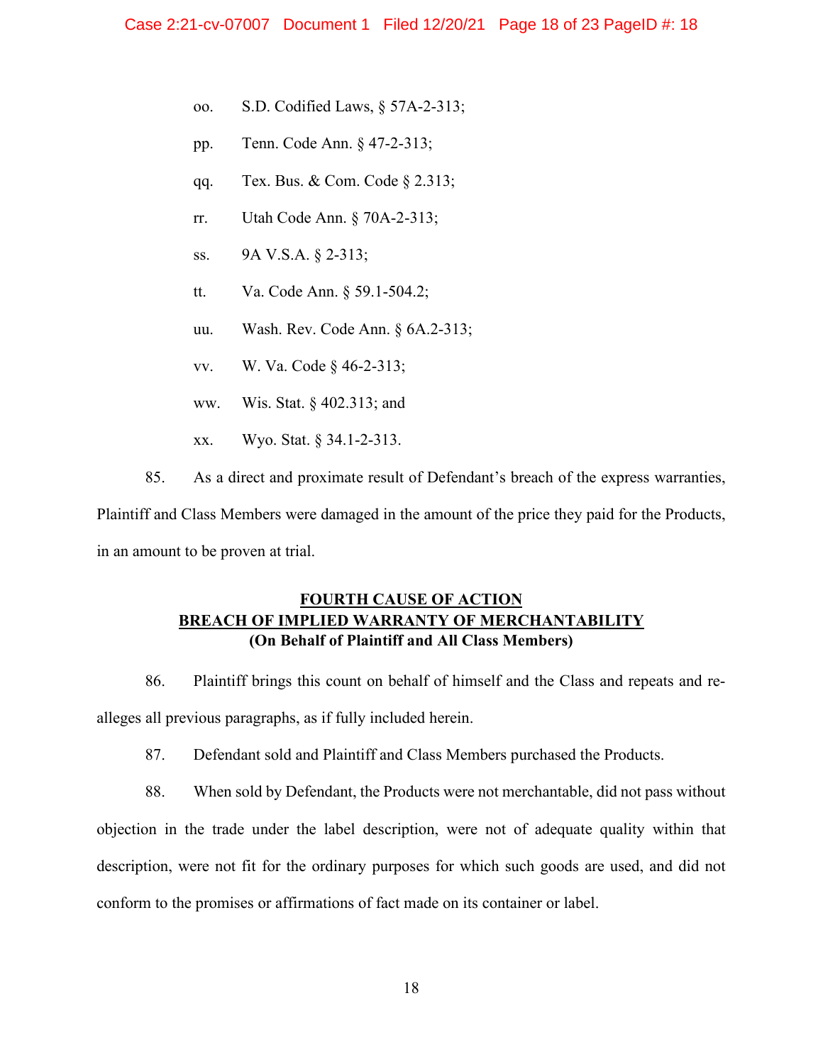oo. S.D. Codified Laws, § 57A-2-313;

pp. Tenn. Code Ann. § 47-2-313;

qq. Tex. Bus. & Com. Code § 2.313;

rr. Utah Code Ann. § 70A-2-313;

ss. 9A V.S.A. § 2-313;

tt. Va. Code Ann. § 59.1-504.2;

uu. Wash. Rev. Code Ann. § 6A.2-313;

vv. W. Va. Code § 46-2-313;

ww. Wis. Stat. § 402.313; and

xx. Wyo. Stat. § 34.1-2-313.

85. As a direct and proximate result of Defendant's breach of the express warranties, Plaintiff and Class Members were damaged in the amount of the price they paid for the Products, in an amount to be proven at trial.

**FOURTH CAUSE OF ACTION**
**BREACH OF IMPLIED WARRANTY OF MERCHANTABILITY**
**(On Behalf of Plaintiff and All Class Members)**

86. Plaintiff brings this count on behalf of himself and the Class and repeats and re-alleges all previous paragraphs, as if fully included herein.

87. Defendant sold and Plaintiff and Class Members purchased the Products.

88. When sold by Defendant, the Products were not merchantable, did not pass without objection in the trade under the label description, were not of adequate quality within that description, were not fit for the ordinary purposes for which such goods are used, and did not conform to the promises or affirmations of fact made on its container or label.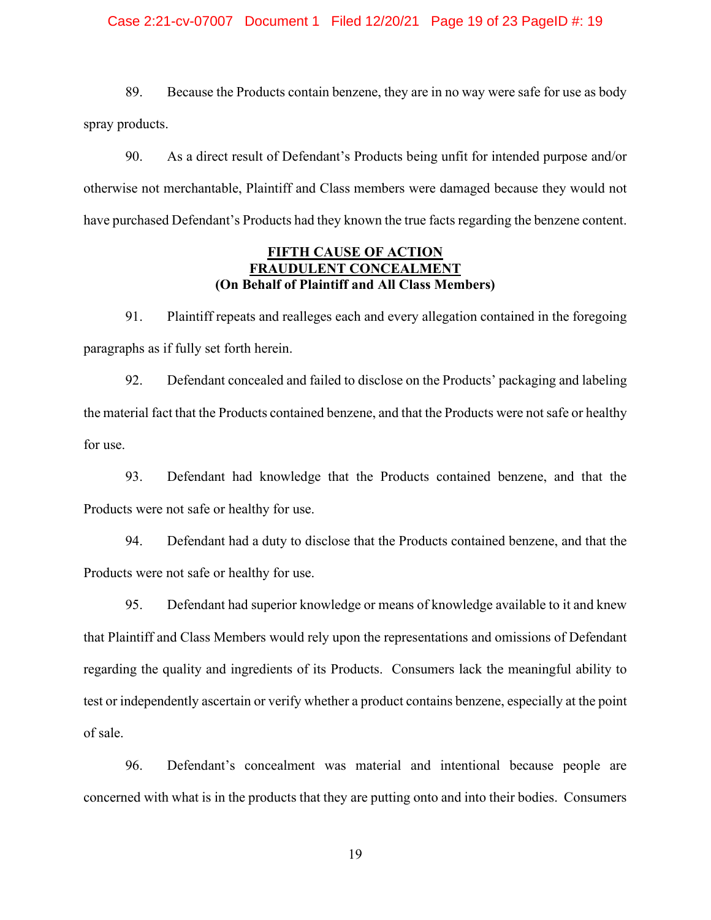89. Because the Products contain benzene, they are in no way were safe for use as body spray products.

90. As a direct result of Defendant's Products being unfit for intended purpose and/or otherwise not merchantable, Plaintiff and Class members were damaged because they would not have purchased Defendant's Products had they known the true facts regarding the benzene content.

**FIFTH CAUSE OF ACTION**
**FRAUDULENT CONCEALMENT**
**(On Behalf of Plaintiff and All Class Members)**

91. Plaintiff repeats and realleges each and every allegation contained in the foregoing paragraphs as if fully set forth herein.

92. Defendant concealed and failed to disclose on the Products' packaging and labeling the material fact that the Products contained benzene, and that the Products were not safe or healthy for use.

93. Defendant had knowledge that the Products contained benzene, and that the Products were not safe or healthy for use.

94. Defendant had a duty to disclose that the Products contained benzene, and that the Products were not safe or healthy for use.

95. Defendant had superior knowledge or means of knowledge available to it and knew that Plaintiff and Class Members would rely upon the representations and omissions of Defendant regarding the quality and ingredients of its Products. Consumers lack the meaningful ability to test or independently ascertain or verify whether a product contains benzene, especially at the point of sale.

96. Defendant's concealment was material and intentional because people are concerned with what is in the products that they are putting onto and into their bodies. Consumers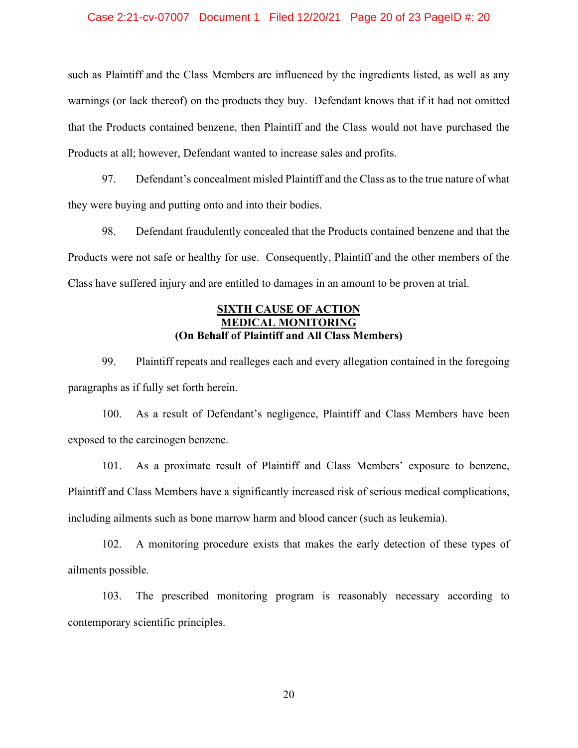such as Plaintiff and the Class Members are influenced by the ingredients listed, as well as any warnings (or lack thereof) on the products they buy. Defendant knows that if it had not omitted that the Products contained benzene, then Plaintiff and the Class would not have purchased the Products at all; however, Defendant wanted to increase sales and profits.

97. Defendant's concealment misled Plaintiff and the Class as to the true nature of what they were buying and putting onto and into their bodies.

98. Defendant fraudulently concealed that the Products contained benzene and that the Products were not safe or healthy for use. Consequently, Plaintiff and the other members of the Class have suffered injury and are entitled to damages in an amount to be proven at trial.

## SIXTH CAUSE OF ACTION
## MEDICAL MONITORING
### (On Behalf of Plaintiff and All Class Members)

99. Plaintiff repeats and realleges each and every allegation contained in the foregoing paragraphs as if fully set forth herein.

100. As a result of Defendant's negligence, Plaintiff and Class Members have been exposed to the carcinogen benzene.

101. As a proximate result of Plaintiff and Class Members' exposure to benzene, Plaintiff and Class Members have a significantly increased risk of serious medical complications, including ailments such as bone marrow harm and blood cancer (such as leukemia).

102. A monitoring procedure exists that makes the early detection of these types of ailments possible.

103. The prescribed monitoring program is reasonably necessary according to contemporary scientific principles.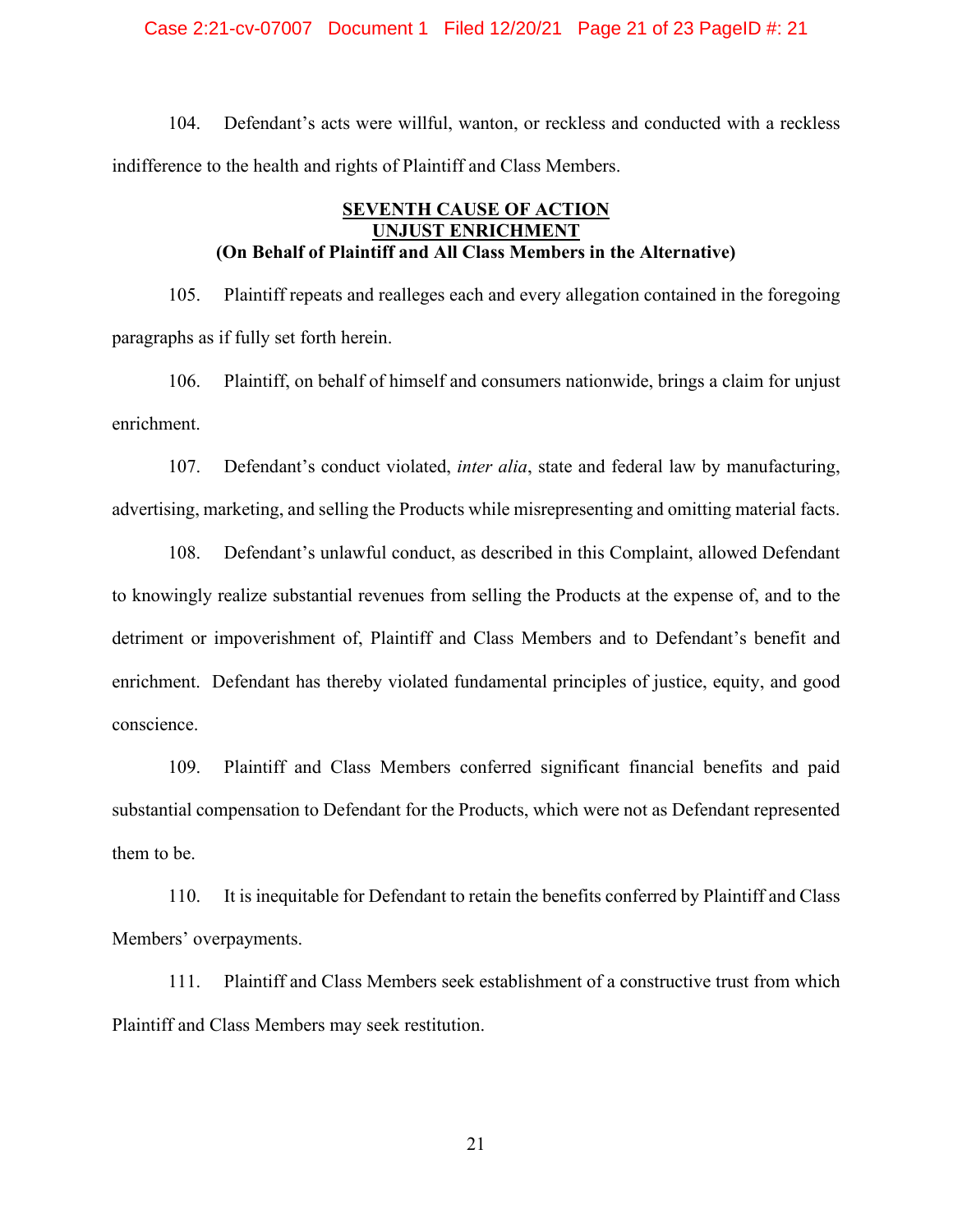104. Defendant's acts were willful, wanton, or reckless and conducted with a reckless indifference to the health and rights of Plaintiff and Class Members.

## SEVENTH CAUSE OF ACTION
## UNJUST ENRICHMENT
**(On Behalf of Plaintiff and All Class Members in the Alternative)**

105. Plaintiff repeats and realleges each and every allegation contained in the foregoing paragraphs as if fully set forth herein.

106. Plaintiff, on behalf of himself and consumers nationwide, brings a claim for unjust enrichment.

107. Defendant's conduct violated, *inter alia*, state and federal law by manufacturing, advertising, marketing, and selling the Products while misrepresenting and omitting material facts.

108. Defendant's unlawful conduct, as described in this Complaint, allowed Defendant to knowingly realize substantial revenues from selling the Products at the expense of, and to the detriment or impoverishment of, Plaintiff and Class Members and to Defendant's benefit and enrichment. Defendant has thereby violated fundamental principles of justice, equity, and good conscience.

109. Plaintiff and Class Members conferred significant financial benefits and paid substantial compensation to Defendant for the Products, which were not as Defendant represented them to be.

110. It is inequitable for Defendant to retain the benefits conferred by Plaintiff and Class Members' overpayments.

111. Plaintiff and Class Members seek establishment of a constructive trust from which Plaintiff and Class Members may seek restitution.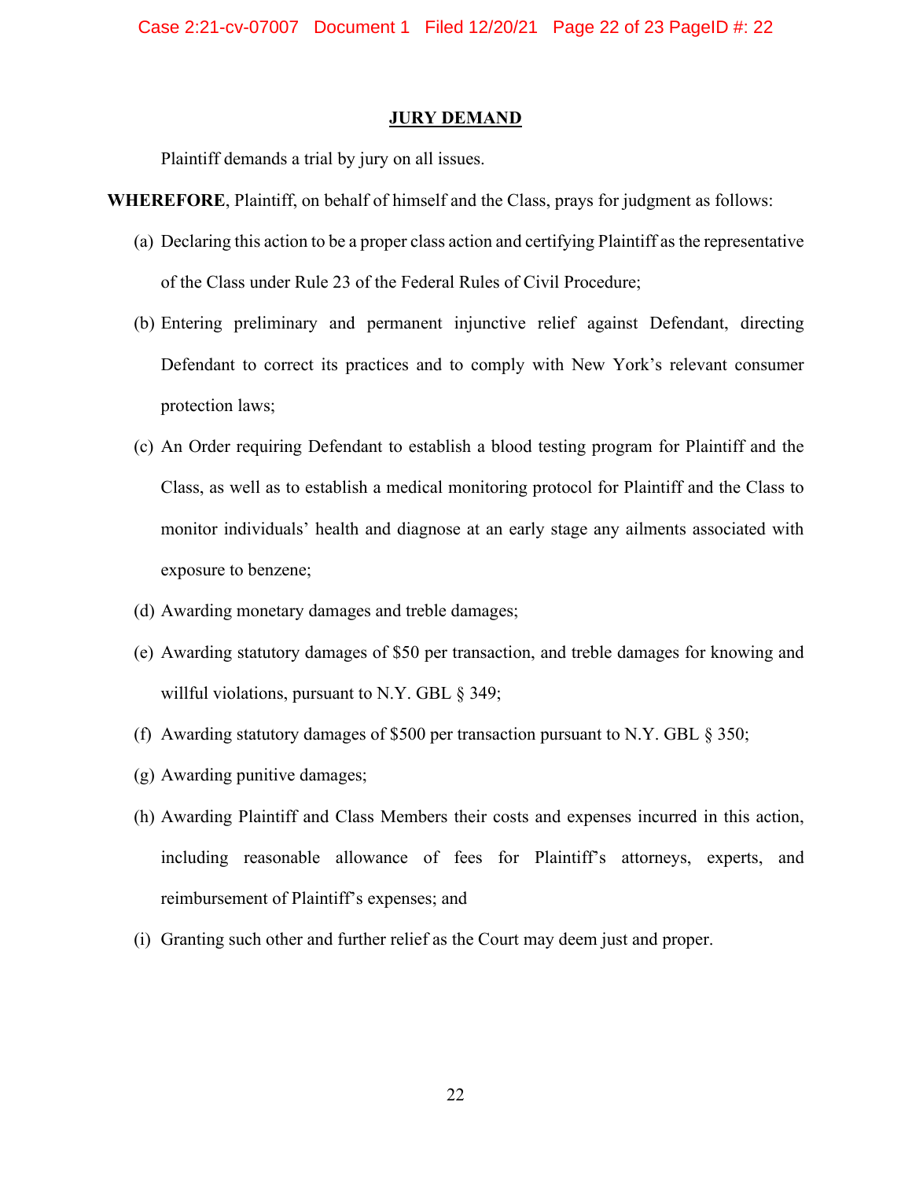## JURY DEMAND

Plaintiff demands a trial by jury on all issues.

**WHEREFORE**, Plaintiff, on behalf of himself and the Class, prays for judgment as follows:

(a) Declaring this action to be a proper class action and certifying Plaintiff as the representative of the Class under Rule 23 of the Federal Rules of Civil Procedure;

(b) Entering preliminary and permanent injunctive relief against Defendant, directing Defendant to correct its practices and to comply with New York's relevant consumer protection laws;

(c) An Order requiring Defendant to establish a blood testing program for Plaintiff and the Class, as well as to establish a medical monitoring protocol for Plaintiff and the Class to monitor individuals' health and diagnose at an early stage any ailments associated with exposure to benzene;

(d) Awarding monetary damages and treble damages;

(e) Awarding statutory damages of $50 per transaction, and treble damages for knowing and willful violations, pursuant to N.Y. GBL § 349;

(f) Awarding statutory damages of $500 per transaction pursuant to N.Y. GBL § 350;

(g) Awarding punitive damages;

(h) Awarding Plaintiff and Class Members their costs and expenses incurred in this action, including reasonable allowance of fees for Plaintiff's attorneys, experts, and reimbursement of Plaintiff's expenses; and

(i) Granting such other and further relief as the Court may deem just and proper.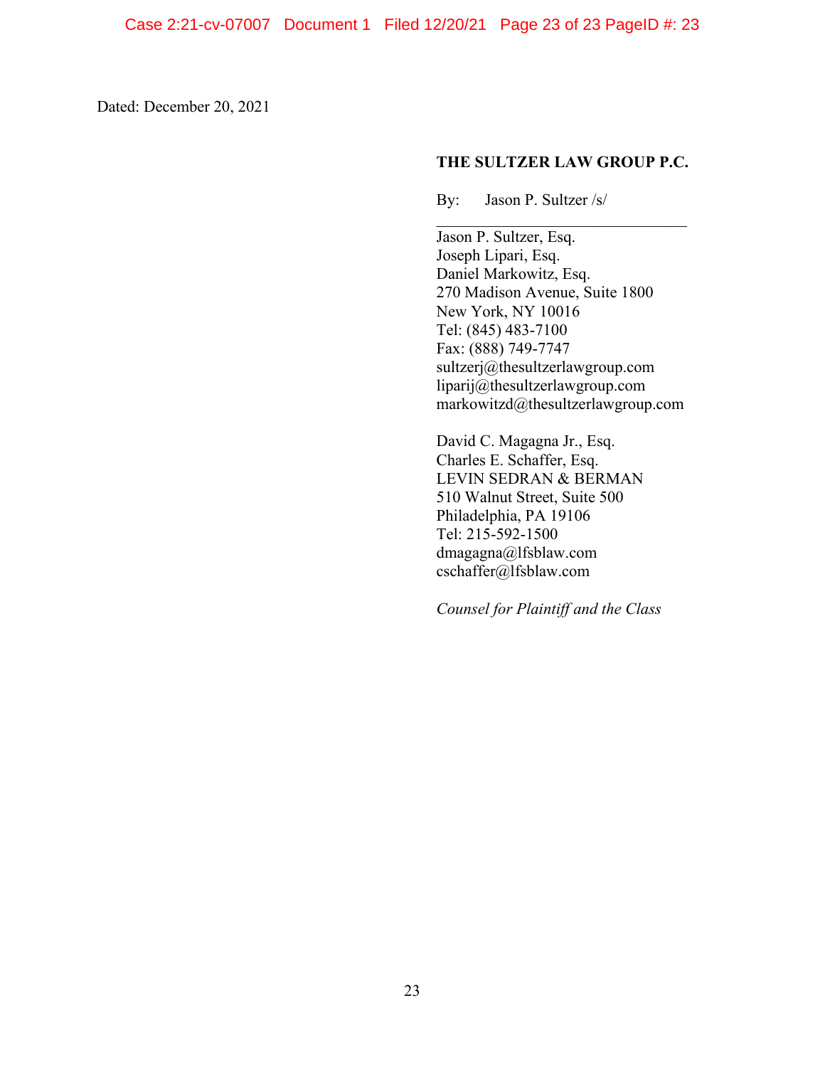Dated: December 20, 2021

**THE SULTZER LAW GROUP P.C.**

By: Jason P. Sultzer /s/
\_\_\_\_\_\_\_\_\_\_\_\_\_\_\_\_\_\_\_\_\_\_\_\_\_\_\_\_\_\_\_\_

Jason P. Sultzer, Esq.
Joseph Lipari, Esq.
Daniel Markowitz, Esq.
270 Madison Avenue, Suite 1800
New York, NY 10016
Tel: (845) 483-7100
Fax: (888) 749-7747
sultzerj@thesultzerlawgroup.com
liparij@thesultzerlawgroup.com
markowitzd@thesultzerlawgroup.com

David C. Magagna Jr., Esq.
Charles E. Schaffer, Esq.
LEVIN SEDRAN & BERMAN
510 Walnut Street, Suite 500
Philadelphia, PA 19106
Tel: 215-592-1500
dmagagna@lfsblaw.com
cschaffer@lfsblaw.com

*Counsel for Plaintiff and the Class*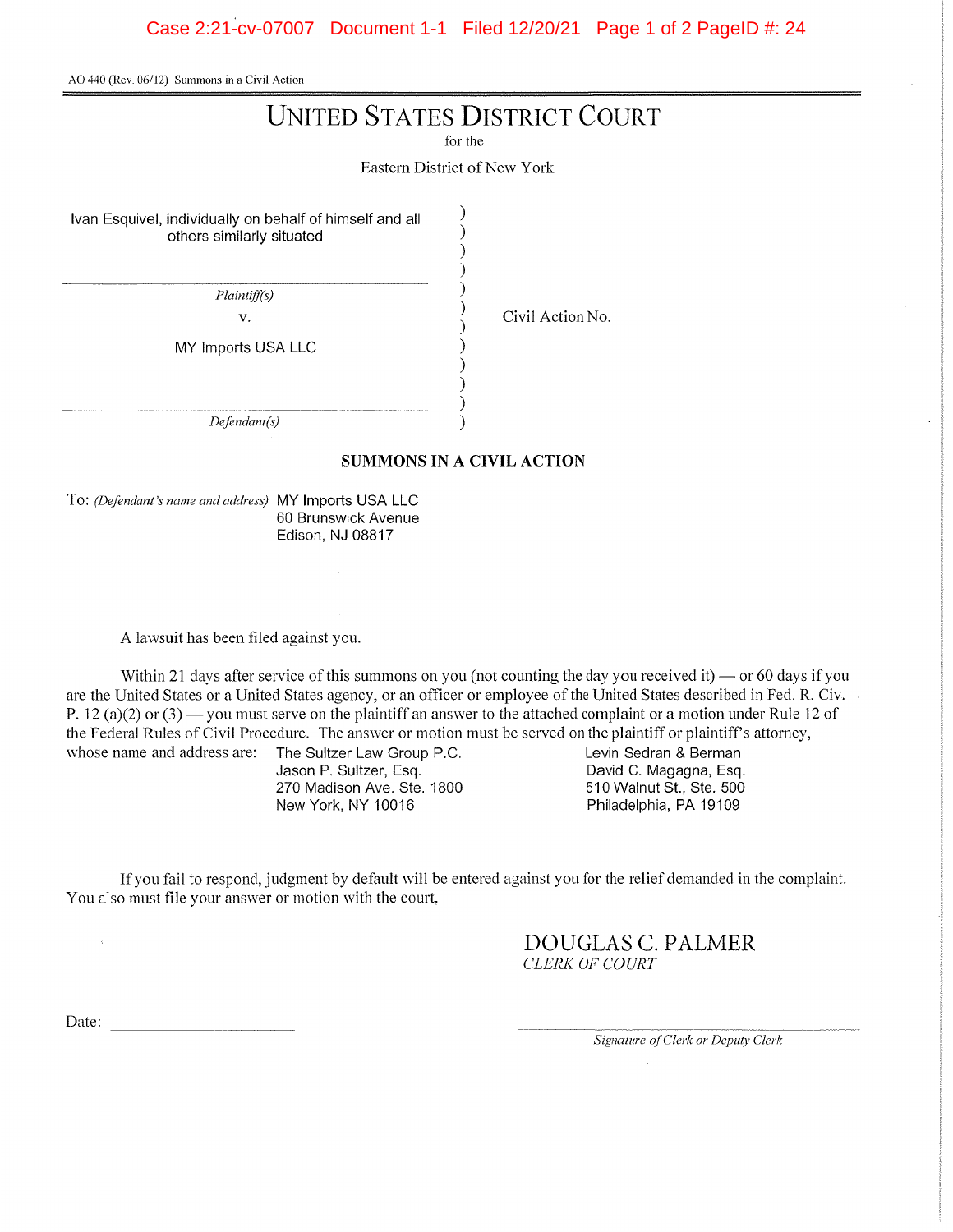AO 440 (Rev. 06/12) Summons in a Civil Action

# UNITED STATES DISTRICT COURT

for the

Eastern District of New York

Ivan Esquivel, individually on behalf of himself and all others similarly situated

*Plaintiff(s)*

v.

MY Imports USA LLC

*Defendant(s)*

Civil Action No.

## SUMMONS IN A CIVIL ACTION

To: *(Defendant's name and address)* MY Imports USA LLC
60 Brunswick Avenue
Edison, NJ 08817

A lawsuit has been filed against you.

Within 21 days after service of this summons on you (not counting the day you received it) — or 60 days if you are the United States or a United States agency, or an officer or employee of the United States described in Fed. R. Civ. P. 12 (a)(2) or (3) — you must serve on the plaintiff an answer to the attached complaint or a motion under Rule 12 of the Federal Rules of Civil Procedure. The answer or motion must be served on the plaintiff or plaintiff's attorney, whose name and address are:

The Sultzer Law Group P.C.
Jason P. Sultzer, Esq.
270 Madison Ave. Ste. 1800
New York, NY 10016

Levin Sedran & Berman
David C. Magagna, Esq.
510 Walnut St., Ste. 500
Philadelphia, PA 19109

If you fail to respond, judgment by default will be entered against you for the relief demanded in the complaint. You also must file your answer or motion with the court.

DOUGLAS C. PALMER
*CLERK OF COURT*

Date: \_\_\_\_\_\_\_\_\_\_\_\_\_\_\_\_\_\_\_\_

\_\_\_\_\_\_\_\_\_\_\_\_\_\_\_\_\_\_\_\_\_\_\_\_\_\_\_\_\_\_
*Signature of Clerk or Deputy Clerk*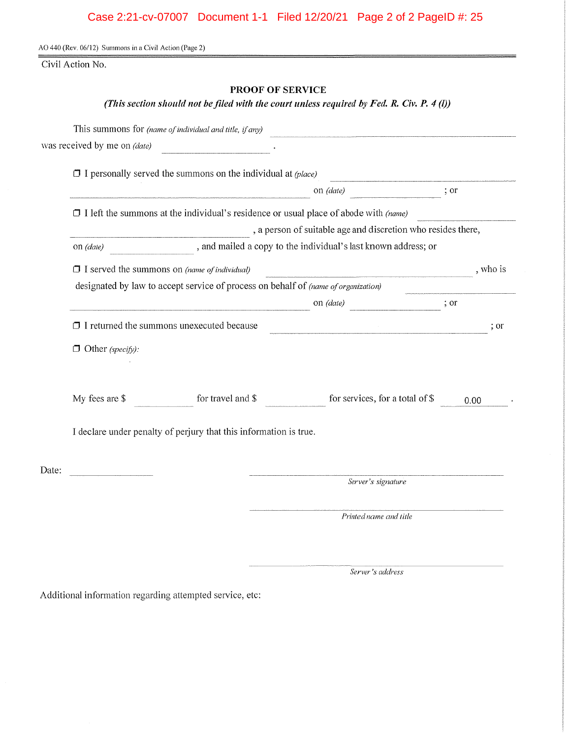AO 440 (Rev. 06/12) Summons in a Civil Action (Page 2)

Civil Action No.

## PROOF OF SERVICE

***(This section should not be filed with the court unless required by Fed. R. Civ. P. 4 (l))***

This summons for *(name of individual and title, if any)* ______________________________
was received by me on *(date)* ______________ .

❒ I personally served the summons on the individual at *(place)* ______________________________
______________________________ on *(date)* ______________ ; or

❒ I left the summons at the individual's residence or usual place of abode with *(name)* ______________
______________________________ , a person of suitable age and discretion who resides there,
on *(date)* ______________ , and mailed a copy to the individual's last known address; or

❒ I served the summons on *(name of individual)* ______________________________ , who is
designated by law to accept service of process on behalf of *(name of organization)* ______________
______________________________ on *(date)* ______________ ; or

❒ I returned the summons unexecuted because ______________________________ ; or

❒ Other *(specify)*:

My fees are $ ______________ for travel and $ ______________ for services, for a total of $ 0.00 .

I declare under penalty of perjury that this information is true.

Date: ______________

______________________________
*Server's signature*

______________________________
*Printed name and title*

______________________________
*Server's address*

Additional information regarding attempted service, etc: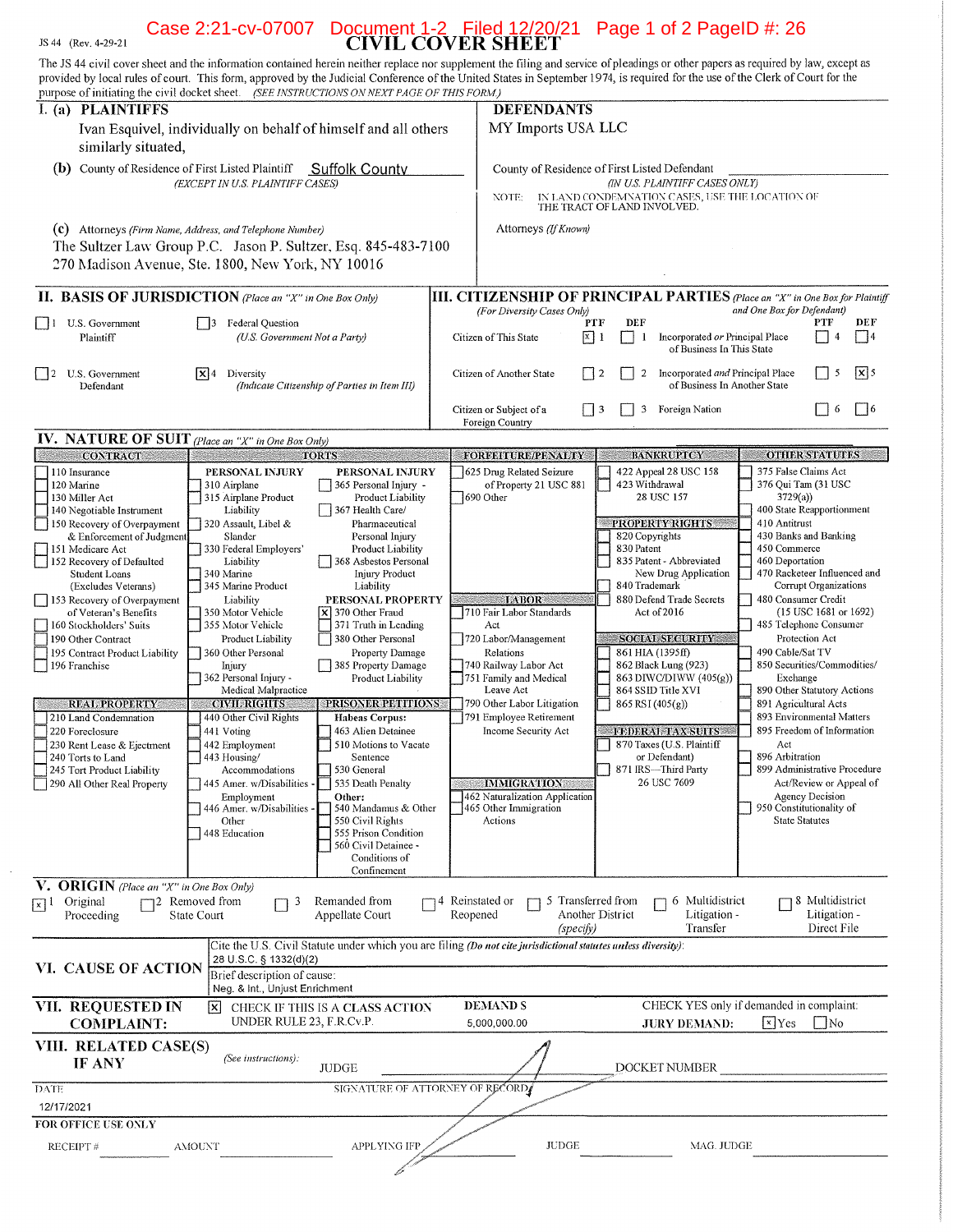JS 44 (Rev. 4-29-21)

# CIVIL COVER SHEET

The JS 44 civil cover sheet and the information contained herein neither replace nor supplement the filing and service of pleadings or other papers as required by law, except as provided by local rules of court. This form, approved by the Judicial Conference of the United States in September 1974, is required for the use of the Clerk of Court for the purpose of initiating the civil docket sheet. *(SEE INSTRUCTIONS ON NEXT PAGE OF THIS FORM.)*

## I. (a) PLAINTIFFS

Ivan Esquivel, individually on behalf of himself and all others similarly situated,

**DEFENDANTS**

MY Imports USA LLC

**(b)** County of Residence of First Listed Plaintiff: Suffolk County
*(EXCEPT IN U.S. PLAINTIFF CASES)*

County of Residence of First Listed Defendant: 
*(IN U.S. PLAINTIFF CASES ONLY)*
NOTE: IN LAND CONDEMNATION CASES, USE THE LOCATION OF THE TRACT OF LAND INVOLVED.

**(c)** Attorneys *(Firm Name, Address, and Telephone Number)*
The Sultzer Law Group P.C. Jason P. Sultzer, Esq. 845-483-7100
270 Madison Avenue, Ste. 1800, New York, NY 10016

Attorneys *(If Known)*

## II. BASIS OF JURISDICTION *(Place an "X" in One Box Only)*

- ☐ 1 U.S. Government Plaintiff
- ☐ 3 Federal Question (U.S. Government Not a Party)
- ☐ 2 U.S. Government Defendant
- ☒ 4 Diversity (Indicate Citizenship of Parties in Item III)

## III. CITIZENSHIP OF PRINCIPAL PARTIES *(Place an "X" in One Box for Plaintiff and One Box for Defendant)* (For Diversity Cases Only)

| | PTF | DEF | | PTF | DEF |
|---|---|---|---|---|---|
| Citizen of This State | ☒ 1 | ☐ 1 | Incorporated *or* Principal Place of Business In This State | ☐ 4 | ☐ 4 |
| Citizen of Another State | ☐ 2 | ☐ 2 | Incorporated *and* Principal Place of Business In Another State | ☐ 5 | ☒ 5 |
| Citizen or Subject of a Foreign Country | ☐ 3 | ☐ 3 | Foreign Nation | ☐ 6 | ☐ 6 |

## IV. NATURE OF SUIT *(Place an "X" in One Box Only)*

Selected: ☒ 370 Other Fraud (Torts – Personal Property)

| CONTRACT | TORTS | FORFEITURE/PENALTY | BANKRUPTCY | OTHER STATUTES |
|---|---|---|---|---|
| 110 Insurance; 120 Marine; 130 Miller Act; 140 Negotiable Instrument; 150 Recovery of Overpayment & Enforcement of Judgment; 151 Medicare Act; 152 Recovery of Defaulted Student Loans (Excludes Veterans); 153 Recovery of Overpayment of Veteran's Benefits; 160 Stockholders' Suits; 190 Other Contract; 195 Contract Product Liability; 196 Franchise | PERSONAL INJURY: 310 Airplane; 315 Airplane Product Liability; 320 Assault, Libel & Slander; 330 Federal Employers' Liability; 340 Marine; 345 Marine Product Liability; 350 Motor Vehicle; 355 Motor Vehicle Product Liability; 360 Other Personal Injury; 362 Personal Injury - Medical Malpractice. PERSONAL INJURY: 365 Personal Injury - Product Liability; 367 Health Care/ Pharmaceutical Personal Injury Product Liability; 368 Asbestos Personal Injury Product Liability. PERSONAL PROPERTY: ☒ 370 Other Fraud; 371 Truth in Lending; 380 Other Personal Property Damage; 385 Property Damage Product Liability | 625 Drug Related Seizure of Property 21 USC 881; 690 Other | 422 Appeal 28 USC 158; 423 Withdrawal 28 USC 157 | 375 False Claims Act; 376 Qui Tam (31 USC 3729(a)); 400 State Reapportionment; 410 Antitrust; 430 Banks and Banking; 450 Commerce; 460 Deportation; 470 Racketeer Influenced and Corrupt Organizations; 480 Consumer Credit (15 USC 1681 or 1692); 485 Telephone Consumer Protection Act; 490 Cable/Sat TV; 850 Securities/Commodities/ Exchange; 890 Other Statutory Actions; 891 Agricultural Acts; 893 Environmental Matters; 895 Freedom of Information Act; 896 Arbitration; 899 Administrative Procedure Act/Review or Appeal of Agency Decision; 950 Constitutionality of State Statutes |
| **REAL PROPERTY** | **CIVIL RIGHTS / PRISONER PETITIONS** | **LABOR** | **PROPERTY RIGHTS** | |
| 210 Land Condemnation; 220 Foreclosure; 230 Rent Lease & Ejectment; 240 Torts to Land; 245 Tort Product Liability; 290 All Other Real Property | 440 Other Civil Rights; 441 Voting; 442 Employment; 443 Housing/ Accommodations; 445 Amer. w/Disabilities - Employment; 446 Amer. w/Disabilities - Other; 448 Education. Habeas Corpus: 463 Alien Detainee; 510 Motions to Vacate Sentence; 530 General; 535 Death Penalty. Other: 540 Mandamus & Other; 550 Civil Rights; 555 Prison Condition; 560 Civil Detainee - Conditions of Confinement | 710 Fair Labor Standards Act; 720 Labor/Management Relations; 740 Railway Labor Act; 751 Family and Medical Leave Act; 790 Other Labor Litigation; 791 Employee Retirement Income Security Act | 820 Copyrights; 830 Patent; 835 Patent - Abbreviated New Drug Application; 840 Trademark; 880 Defend Trade Secrets Act of 2016 | |
| | | **IMMIGRATION** | **SOCIAL SECURITY** | |
| | | 462 Naturalization Application; 465 Other Immigration Actions | 861 HIA (1395ff); 862 Black Lung (923); 863 DIWC/DIWW (405(g)); 864 SSID Title XVI; 865 RSI (405(g)) | |
| | | | **FEDERAL TAX SUITS** | |
| | | | 870 Taxes (U.S. Plaintiff or Defendant); 871 IRS—Third Party 26 USC 7609 | |

## V. ORIGIN *(Place an "X" in One Box Only)*

- ☒ 1 Original Proceeding
- ☐ 2 Removed from State Court
- ☐ 3 Remanded from Appellate Court
- ☐ 4 Reinstated or Reopened
- ☐ 5 Transferred from Another District *(specify)*
- ☐ 6 Multidistrict Litigation - Transfer
- ☐ 8 Multidistrict Litigation - Direct File

## VI. CAUSE OF ACTION

Cite the U.S. Civil Statute under which you are filing *(Do not cite jurisdictional statutes unless diversity)*:
28 U.S.C. § 1332(d)(2)

Brief description of cause:
Neg. & Int., Unjust Enrichment

## VII. REQUESTED IN COMPLAINT:

☒ CHECK IF THIS IS A CLASS ACTION UNDER RULE 23, F.R.Cv.P.

DEMAND $ 5,000,000.00

CHECK YES only if demanded in complaint: JURY DEMAND: ☒ Yes ☐ No

## VIII. RELATED CASE(S) IF ANY

*(See instructions):* JUDGE ______ DOCKET NUMBER ______

DATE: 12/17/2021

SIGNATURE OF ATTORNEY OF RECORD

FOR OFFICE USE ONLY

RECEIPT # ______ AMOUNT ______ APPLYING IFP ______ JUDGE ______ MAG. JUDGE ______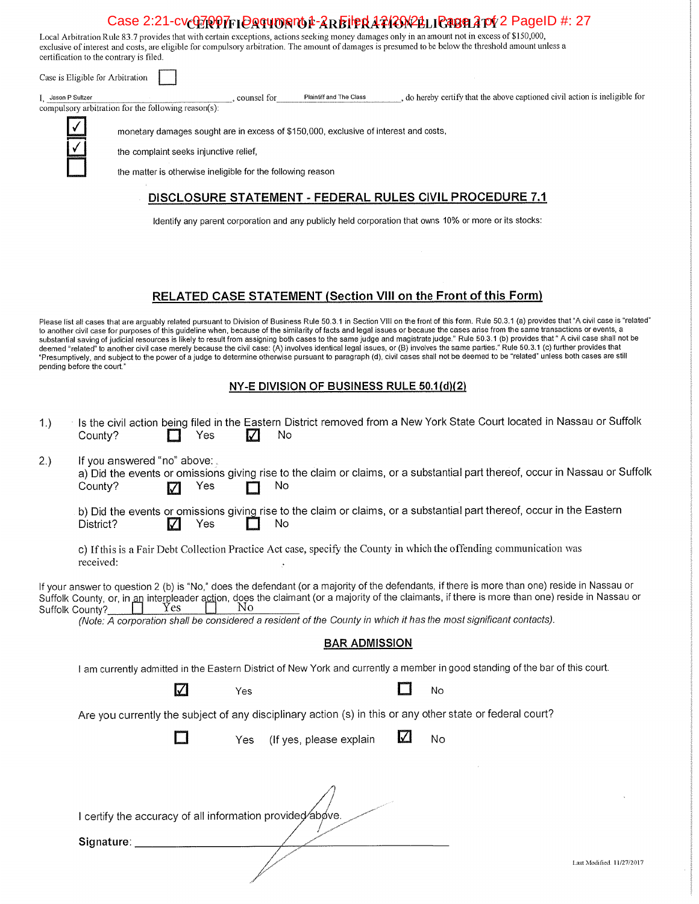# CERTIFICATION OF ARBITRATION ELIGIBILITY

Local Arbitration Rule 83.7 provides that with certain exceptions, actions seeking money damages only in an amount not in excess of $150,000, exclusive of interest and costs, are eligible for compulsory arbitration. The amount of damages is presumed to be below the threshold amount unless a certification to the contrary is filed.

Case is Eligible for Arbitration ☐

I, Jason P Sultzer, counsel for Plaintiff and The Class, do hereby certify that the above captioned civil action is ineligible for compulsory arbitration for the following reason(s):

☑ monetary damages sought are in excess of $150,000, exclusive of interest and costs,

☑ the complaint seeks injunctive relief,

☐ the matter is otherwise ineligible for the following reason

## DISCLOSURE STATEMENT - FEDERAL RULES CIVIL PROCEDURE 7.1

Identify any parent corporation and any publicly held corporation that owns 10% or more or its stocks:

## RELATED CASE STATEMENT (Section VIII on the Front of this Form)

Please list all cases that are arguably related pursuant to Division of Business Rule 50.3.1 in Section VIII on the front of this form. Rule 50.3.1 (a) provides that "A civil case is "related" to another civil case for purposes of this guideline when, because of the similarity of facts and legal issues or because the cases arise from the same transactions or events, a substantial saving of judicial resources is likely to result from assigning both cases to the same judge and magistrate judge." Rule 50.3.1 (b) provides that " A civil case shall not be deemed "related" to another civil case merely because the civil case: (A) involves identical legal issues, or (B) involves the same parties." Rule 50.3.1 (c) further provides that "Presumptively, and subject to the power of a judge to determine otherwise pursuant to paragraph (d), civil cases shall not be deemed to be "related" unless both cases are still pending before the court."

## NY-E DIVISION OF BUSINESS RULE 50.1(d)(2)

1.) Is the civil action being filed in the Eastern District removed from a New York State Court located in Nassau or Suffolk County? ☐ Yes ☑ No

2.) If you answered "no" above:
a) Did the events or omissions giving rise to the claim or claims, or a substantial part thereof, occur in Nassau or Suffolk County? ☑ Yes ☐ No

b) Did the events or omissions giving rise to the claim or claims, or a substantial part thereof, occur in the Eastern District? ☑ Yes ☐ No

c) If this is a Fair Debt Collection Practice Act case, specify the County in which the offending communication was received:

If your answer to question 2 (b) is "No," does the defendant (or a majority of the defendants, if there is more than one) reside in Nassau or Suffolk County, or, in an interpleader action, does the claimant (or a majority of the claimants, if there is more than one) reside in Nassau or Suffolk County? ☐ Yes ☐ No
*(Note: A corporation shall be considered a resident of the County in which it has the most significant contacts).*

## BAR ADMISSION

I am currently admitted in the Eastern District of New York and currently a member in good standing of the bar of this court.

☑ Yes ☐ No

Are you currently the subject of any disciplinary action (s) in this or any other state or federal court?

☐ Yes (If yes, please explain ☑ No

I certify the accuracy of all information provided above.

**Signature:** ______________________________

Last Modified: 11/27/2017